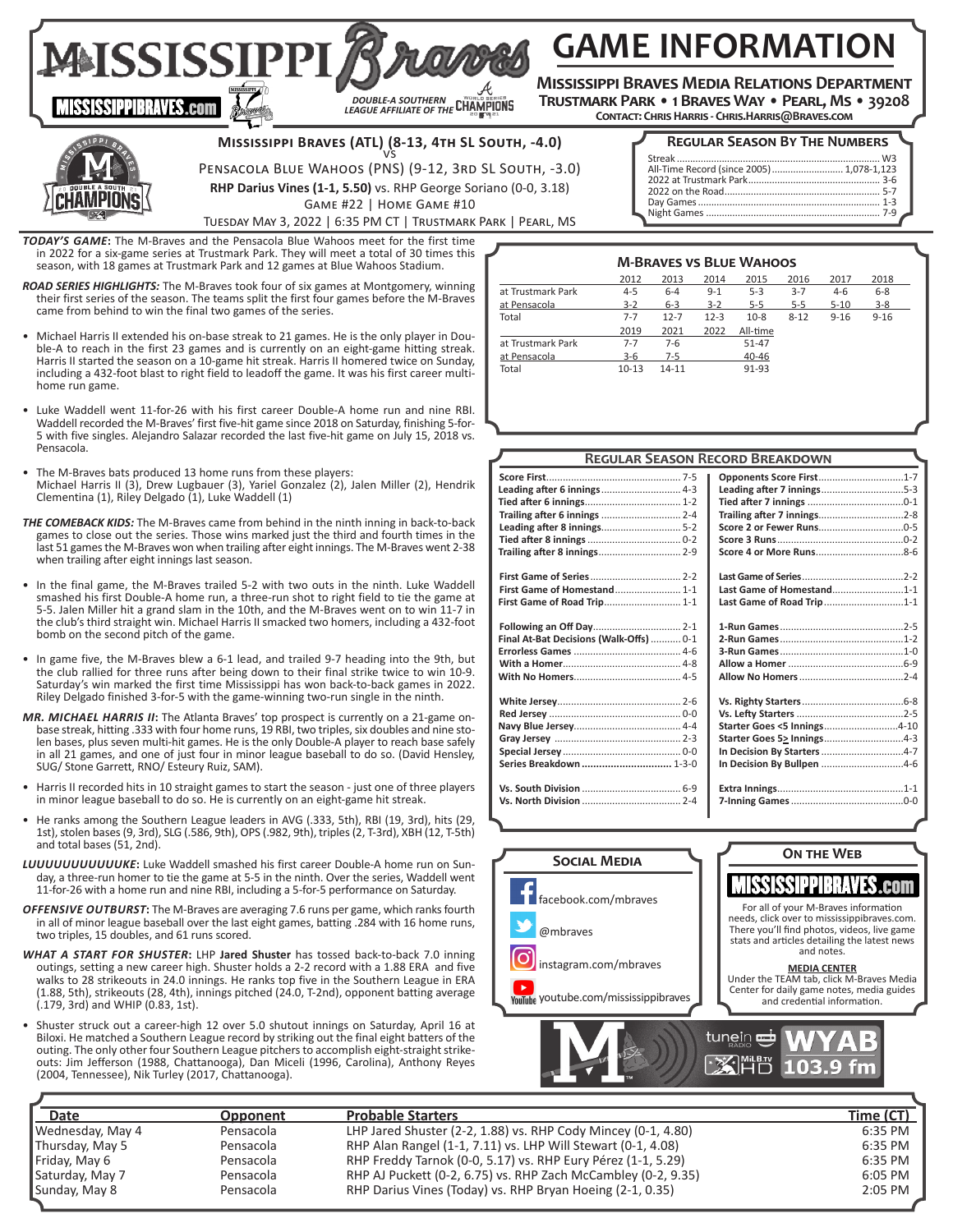# GAME INFORMATION

**Mississippi Braves Media Relations Department**
**Trustmark Park • 1 Braves Way • Pearl, MS • 39208**
Contact: Chris Harris - Chris.Harris@Braves.com

MISSISSIPPIBRAVES.com — Double-A Southern League Affiliate of the World Series Champions

## Mississippi Braves (ATL) (8-13, 4th SL South, -4.0)
vs
Pensacola Blue Wahoos (PNS) (9-12, 3rd SL South, -3.0)

**RHP Darius Vines (1-1, 5.50)** vs. RHP George Soriano (0-0, 3.18)

Game #22 | Home Game #10

Tuesday May 3, 2022 | 6:35 PM CT | Trustmark Park | Pearl, MS

### Regular Season By The Numbers

| | |
|---|---|
| Streak | W3 |
| All-Time Record (since 2005) | 1,078-1,123 |
| 2022 at Trustmark Park | 3-6 |
| 2022 on the Road | 5-7 |
| Day Games | 1-3 |
| Night Games | 7-9 |

***TODAY'S GAME*:** The M-Braves and the Pensacola Blue Wahoos meet for the first time in 2022 for a six-game series at Trustmark Park. They will meet a total of 30 times this season, with 18 games at Trustmark Park and 12 games at Blue Wahoos Stadium.

***ROAD SERIES HIGHLIGHTS:*** The M-Braves took four of six games at Montgomery, winning their first series of the season. The teams split the first four games before the M-Braves came from behind to win the final two games of the series.

- Michael Harris II extended his on-base streak to 21 games. He is the only player in Double-A to reach in the first 23 games and is currently on an eight-game hitting streak. Harris II started the season on a 10-game hit streak. Harris II homered twice on Sunday, including a 432-foot blast to right field to leadoff the game. It was his first career multi-home run game.
- Luke Waddell went 11-for-26 with his first career Double-A home run and nine RBI. Waddell recorded the M-Braves' first five-hit game since 2018 on Saturday, finishing 5-for-5 with five singles. Alejandro Salazar recorded the last five-hit game on July 15, 2018 vs. Pensacola.
- The M-Braves bats produced 13 home runs from these players:
  Michael Harris II (3), Drew Lugbauer (3), Yariel Gonzalez (2), Jalen Miller (2), Hendrik Clementina (1), Riley Delgado (1), Luke Waddell (1)

***THE COMEBACK KIDS:*** The M-Braves came from behind in the ninth inning in back-to-back games to close out the series. Those wins marked just the third and fourth times in the last 51 games the M-Braves won when trailing after eight innings. The M-Braves went 2-38 when trailing after eight innings last season.

- In the final game, the M-Braves trailed 5-2 with two outs in the ninth. Luke Waddell smashed his first Double-A home run, a three-run shot to right field to tie the game at 5-5. Jalen Miller hit a grand slam in the 10th, and the M-Braves went on to win 11-7 in the club's third straight win. Michael Harris II smacked two homers, including a 432-foot bomb on the second pitch of the game.
- In game five, the M-Braves blew a 6-1 lead, and trailed 9-7 heading into the 9th, but the club rallied for three runs after being down to their final strike twice to win 10-9. Saturday's win marked the first time Mississippi has won back-to-back games in 2022. Riley Delgado finished 3-for-5 with the game-winning two-run single in the ninth.

***MR. MICHAEL HARRIS II*:** The Atlanta Braves' top prospect is currently on a 21-game on-base streak, hitting .333 with four home runs, 19 RBI, two triples, six doubles and nine stolen bases, plus seven multi-hit games. He is the only Double-A player to reach base safely in all 21 games, and one of just four in minor league baseball to do so. (David Hensley, SUG/ Stone Garrett, RNO/ Esteury Ruiz, SAM).

- Harris II recorded hits in 10 straight games to start the season - just one of three players in minor league baseball to do so. He is currently on an eight-game hit streak.
- He ranks among the Southern League leaders in AVG (.333, 5th), RBI (19, 3rd), hits (29, 1st), stolen bases (9, 3rd), SLG (.586, 9th), OPS (.982, 9th), triples (2, T-3rd), XBH (12, T-5th) and total bases (51, 2nd).

***LUUUUUUUUUUUKE*:** Luke Waddell smashed his first career Double-A home run on Sunday, a three-run homer to tie the game at 5-5 in the ninth. Over the series, Waddell went 11-for-26 with a home run and nine RBI, including a 5-for-5 performance on Saturday.

***OFFENSIVE OUTBURST*:** The M-Braves are averaging 7.6 runs per game, which ranks fourth in all of minor league baseball over the last eight games, batting .284 with 16 home runs, two triples, 15 doubles, and 61 runs scored.

***WHAT A START FOR SHUSTER*:** LHP **Jared Shuster** has tossed back-to-back 7.0 inning outings, setting a new career high. Shuster holds a 2-2 record with a 1.88 ERA and five walks to 28 strikeouts in 24.0 innings. He ranks top five in the Southern League in ERA (1.88, 5th), strikeouts (28, 4th), innings pitched (24.0, T-2nd), opponent batting average (.179, 3rd) and WHIP (0.83, 1st).

- Shuster struck out a career-high 12 over 5.0 shutout innings on Saturday, April 16 at Biloxi. He matched a Southern League record by striking out the final eight batters of the outing. The only other four Southern League pitchers to accomplish eight-straight strikeouts: Jim Jefferson (1988, Chattanooga), Dan Miceli (1996, Carolina), Anthony Reyes (2004, Tennessee), Nik Turley (2017, Chattanooga).

### M-Braves vs Blue Wahoos

| | 2012 | 2013 | 2014 | 2015 | 2016 | 2017 | 2018 |
|---|---|---|---|---|---|---|---|
| at Trustmark Park | 4-5 | 6-4 | 9-1 | 5-3 | 3-7 | 4-6 | 6-8 |
| at Pensacola | 3-2 | 6-3 | 3-2 | 5-5 | 5-5 | 5-10 | 3-8 |
| Total | 7-7 | 12-7 | 12-3 | 10-8 | 8-12 | 9-16 | 9-16 |
| | **2019** | **2021** | **2022** | **All-time** | | | |
| at Trustmark Park | 7-7 | 7-6 | | 51-47 | | | |
| at Pensacola | 3-6 | 7-5 | | 40-46 | | | |
| Total | 10-13 | 14-11 | | 91-93 | | | |

### Regular Season Record Breakdown

| | | | |
|---|---|---|---|
| **Score First** | 7-5 | **Opponents Score First** | 1-7 |
| **Leading after 6 innings** | 4-3 | **Leading after 7 innings** | 5-3 |
| **Tied after 6 innings** | 1-2 | **Tied after 7 innings** | 0-1 |
| **Trailing after 6 innings** | 2-4 | **Trailing after 7 innings** | 2-8 |
| **Leading after 8 innings** | 5-2 | **Score 2 or Fewer Runs** | 0-5 |
| **Tied after 8 innings** | 0-2 | **Score 3 Runs** | 0-2 |
| **Trailing after 8 innings** | 2-9 | **Score 4 or More Runs** | 8-6 |
| **First Game of Series** | 2-2 | **Last Game of Series** | 2-2 |
| **First Game of Homestand** | 1-1 | **Last Game of Homestand** | 1-1 |
| **First Game of Road Trip** | 1-1 | **Last Game of Road Trip** | 1-1 |
| **Following an Off Day** | 2-1 | **1-Run Games** | 2-5 |
| **Final At-Bat Decisions (Walk-Offs)** | 0-1 | **2-Run Games** | 1-2 |
| **Errorless Games** | 4-6 | **3-Run Games** | 1-0 |
| **With a Homer** | 4-8 | **Allow a Homer** | 6-9 |
| **With No Homers** | 4-5 | **Allow No Homers** | 2-4 |
| **White Jersey** | 2-6 | **Vs. Righty Starters** | 6-8 |
| **Red Jersey** | 0-0 | **Vs. Lefty Starters** | 2-5 |
| **Navy Blue Jersey** | 4-4 | **Starter Goes <5 Innings** | 4-10 |
| **Gray Jersey** | 2-3 | **Starter Goes 5≥ Innings** | 4-3 |
| **Special Jersey** | 0-0 | **In Decision By Starters** | 4-7 |
| **Series Breakdown** | **1-3-0** | **In Decision By Bullpen** | 4-6 |
| **Vs. South Division** | 6-9 | **Extra Innings** | 1-1 |
| **Vs. North Division** | 2-4 | **7-Inning Games** | 0-0 |

### Social Media

facebook.com/mbraves

@mbraves

instagram.com/mbraves

youtube.com/mississippibraves

### On the Web

MISSISSIPPIBRAVES.com

For all of your M-Braves information needs, click over to mississippibraves.com. There you'll find photos, videos, live game stats and articles detailing the latest news and notes.

**MEDIA CENTER**
Under the TEAM tab, click M-Braves Media Center for daily game notes, media guides and credential information.

tunein Radio — MiLB.TV HD — WYAB 103.9 fm

| Date | Opponent | Probable Starters | Time (CT) |
|---|---|---|---|
| Wednesday, May 4 | Pensacola | LHP Jared Shuster (2-2, 1.88) vs. RHP Cody Mincey (0-1, 4.80) | 6:35 PM |
| Thursday, May 5 | Pensacola | RHP Alan Rangel (1-1, 7.11) vs. LHP Will Stewart (0-1, 4.08) | 6:35 PM |
| Friday, May 6 | Pensacola | RHP Freddy Tarnok (0-0, 5.17) vs. RHP Eury Pérez (1-1, 5.29) | 6:35 PM |
| Saturday, May 7 | Pensacola | RHP AJ Puckett (0-2, 6.75) vs. RHP Zach McCambley (0-2, 9.35) | 6:05 PM |
| Sunday, May 8 | Pensacola | RHP Darius Vines (Today) vs. RHP Bryan Hoeing (2-1, 0.35) | 2:05 PM |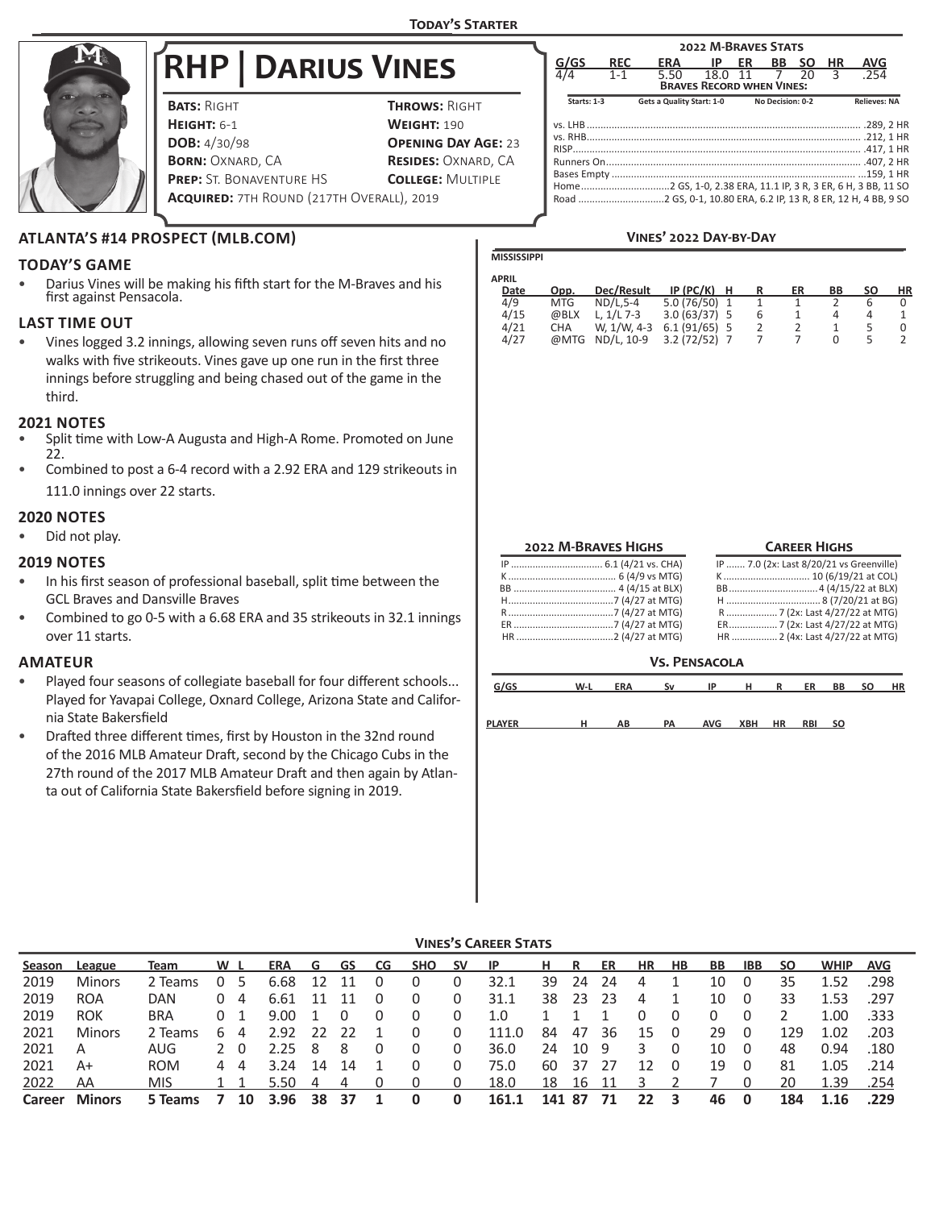## Today's Starter

# RHP | Darius Vines

**Bats:** Right
**Throws:** Right
**Height:** 6-1
**Weight:** 190
**DOB:** 4/30/98
**Opening Day Age:** 23
**Born:** Oxnard, CA
**Resides:** Oxnard, CA
**Prep:** St. Bonaventure HS
**College:** Multiple
**Acquired:** 7th Round (217th Overall), 2019

### 2022 M-Braves Stats

| G/GS | REC | ERA | IP | ER | BB | SO | HR | AVG |
|---|---|---|---|---|---|---|---|---|
| 4/4 | 1-1 | 5.50 | 18.0 | 11 | 7 | 20 | 3 | .254 |

**Braves Record when Vines:**

| Starts: 1-3 | Gets a Quality Start: 1-0 | No Decision: 0-2 | Relieves: NA |
|---|---|---|---|

- vs. LHB .................. .289, 2 HR
- vs. RHB .................. .212, 1 HR
- RISP .................. .417, 1 HR
- Runners On .................. .407, 2 HR
- Bases Empty .................. .159, 1 HR
- Home .................. 2 GS, 1-0, 2.38 ERA, 11.1 IP, 3 R, 3 ER, 6 H, 3 BB, 11 SO
- Road .................. 2 GS, 0-1, 10.80 ERA, 6.2 IP, 13 R, 8 ER, 12 H, 4 BB, 9 SO

## ATLANTA'S #14 PROSPECT (MLB.COM)

### TODAY'S GAME
- Darius Vines will be making his fifth start for the M-Braves and his first against Pensacola.

### LAST TIME OUT
- Vines logged 3.2 innings, allowing seven runs off seven hits and no walks with five strikeouts. Vines gave up one run in the first three innings before struggling and being chased out of the game in the third.

### 2021 NOTES
- Split time with Low-A Augusta and High-A Rome. Promoted on June 22.
- Combined to post a 6-4 record with a 2.92 ERA and 129 strikeouts in 111.0 innings over 22 starts.

### 2020 NOTES
- Did not play.

### 2019 NOTES
- In his first season of professional baseball, split time between the GCL Braves and Dansville Braves
- Combined to go 0-5 with a 6.68 ERA and 35 strikeouts in 32.1 innings over 11 starts.

### AMATEUR
- Played four seasons of collegiate baseball for four different schools... Played for Yavapai College, Oxnard College, Arizona State and California State Bakersfield
- Drafted three different times, first by Houston in the 32nd round of the 2016 MLB Amateur Draft, second by the Chicago Cubs in the 27th round of the 2017 MLB Amateur Draft and then again by Atlanta out of California State Bakersfield before signing in 2019.

### Vines' 2022 Day-by-Day

**MISSISSIPPI**

**APRIL**

| Date | Opp. | Dec/Result | IP (PC/K) | H | R | ER | BB | SO | HR |
|---|---|---|---|---|---|---|---|---|---|
| 4/9 | MTG | ND/L,5-4 | 5.0 (76/50) | 1 | 1 | 1 | 2 | 6 | 0 |
| 4/15 | @BLX | L, 1/L 7-3 | 3.0 (63/37) | 5 | 6 | 1 | 4 | 4 | 1 |
| 4/21 | CHA | W, 1/W, 4-3 | 6.1 (91/65) | 5 | 2 | 2 | 1 | 5 | 0 |
| 4/27 | @MTG | ND/L, 10-9 | 3.2 (72/52) | 7 | 7 | 7 | 0 | 5 | 2 |

### 2022 M-Braves Highs
- IP .................. 6.1 (4/21 vs. CHA)
- K .................. 6 (4/9 vs MTG)
- BB .................. 4 (4/15 at BLX)
- H .................. 7 (4/27 at MTG)
- R .................. 7 (4/27 at MTG)
- ER .................. 7 (4/27 at MTG)
- HR .................. 2 (4/27 at MTG)

### Career Highs
- IP ....... 7.0 (2x: Last 8/20/21 vs Greenville)
- K .................. 10 (6/19/21 at COL)
- BB .................. 4 (4/15/22 at BLX)
- H .................. 8 (7/20/21 at BG)
- R .................. 7 (2x: Last 4/27/22 at MTG)
- ER .................. 7 (2x: Last 4/27/22 at MTG)
- HR .................. 2 (4x: Last 4/27/22 at MTG)

### Vs. Pensacola

| G/GS | W-L | ERA | Sv | IP | H | R | ER | BB | SO | HR |
|---|---|---|---|---|---|---|---|---|---|---|

| PLAYER | H | AB | PA | AVG | XBH | HR | RBI | SO |
|---|---|---|---|---|---|---|---|---|

### Vines's Career Stats

| Season | League | Team | W | L | ERA | G | GS | CG | SHO | SV | IP | H | R | ER | HR | HB | BB | IBB | SO | WHIP | AVG |
|---|---|---|---|---|---|---|---|---|---|---|---|---|---|---|---|---|---|---|---|---|---|
| 2019 | Minors | 2 Teams | 0 | 5 | 6.68 | 12 | 11 | 0 | 0 | 0 | 32.1 | 39 | 24 | 24 | 4 | 1 | 10 | 0 | 35 | 1.52 | .298 |
| 2019 | ROA | DAN | 0 | 4 | 6.61 | 11 | 11 | 0 | 0 | 0 | 31.1 | 38 | 23 | 23 | 4 | 1 | 10 | 0 | 33 | 1.53 | .297 |
| 2019 | ROK | BRA | 0 | 1 | 9.00 | 1 | 0 | 0 | 0 | 0 | 1.0 | 1 | 1 | 1 | 0 | 0 | 0 | 0 | 2 | 1.00 | .333 |
| 2021 | Minors | 2 Teams | 6 | 4 | 2.92 | 22 | 22 | 1 | 0 | 0 | 111.0 | 84 | 47 | 36 | 15 | 0 | 29 | 0 | 129 | 1.02 | .203 |
| 2021 | A | AUG | 2 | 0 | 2.25 | 8 | 8 | 0 | 0 | 0 | 36.0 | 24 | 10 | 9 | 3 | 0 | 10 | 0 | 48 | 0.94 | .180 |
| 2021 | A+ | ROM | 4 | 4 | 3.24 | 14 | 14 | 1 | 0 | 0 | 75.0 | 60 | 37 | 27 | 12 | 0 | 19 | 0 | 81 | 1.05 | .214 |
| 2022 | AA | MIS | 1 | 1 | 5.50 | 4 | 4 | 0 | 0 | 0 | 18.0 | 18 | 16 | 11 | 3 | 2 | 7 | 0 | 20 | 1.39 | .254 |
| **Career** | **Minors** | **5 Teams** | **7** | **10** | **3.96** | **38** | **37** | **1** | **0** | **0** | **161.1** | **141** | **87** | **71** | **22** | **3** | **46** | **0** | **184** | **1.16** | **.229** |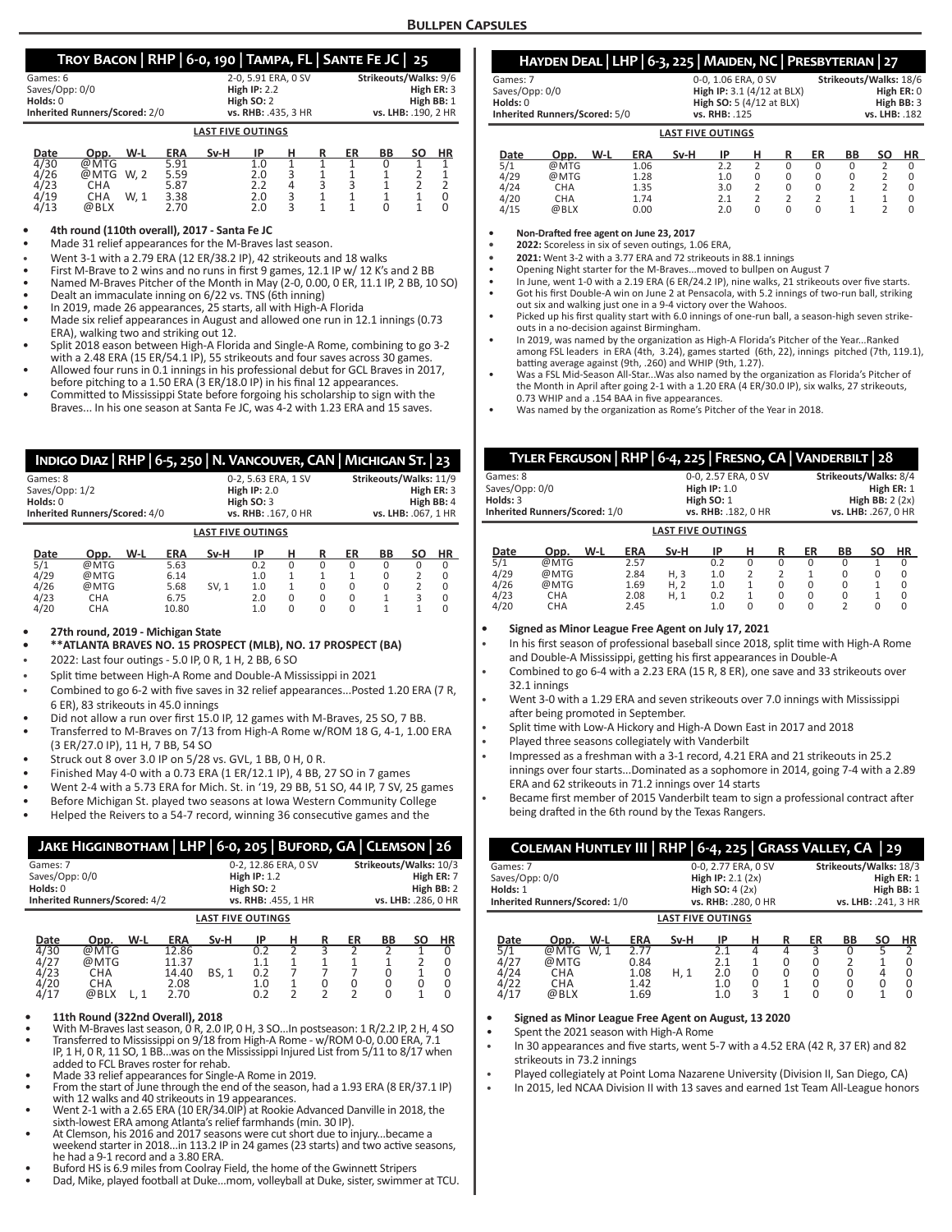## Bullpen Capsules

## Troy Bacon | RHP | 6-0, 190 | Tampa, FL | Sante Fe JC | 25

| Games: 6 | 2-0, 5.91 ERA, 0 SV | Strikeouts/Walks: 9/6 |
|---|---|---|
| Saves/Opp: 0/0 | High IP: 2.2 | High ER: 3 |
| Holds: 0 | High SO: 2 | High BB: 1 |
| Inherited Runners/Scored: 2/0 | vs. RHB: .435, 3 HR | vs. LHB: .190, 2 HR |

**LAST FIVE OUTINGS**

| Date | Opp. | W-L | ERA | Sv-H | IP | H | R | ER | BB | SO | HR |
|---|---|---|---|---|---|---|---|---|---|---|---|
| 4/30 | @MTG | | 5.91 | | 1.0 | 1 | 1 | 1 | 0 | 1 | 1 |
| 4/26 | @MTG | W, 2 | 5.59 | | 2.0 | 3 | 1 | 1 | 1 | 2 | 1 |
| 4/23 | CHA | | 5.87 | | 2.2 | 4 | 3 | 3 | 1 | 2 | 2 |
| 4/19 | CHA | W, 1 | 3.38 | | 2.0 | 3 | 1 | 1 | 1 | 1 | 0 |
| 4/13 | @BLX | | 2.70 | | 2.0 | 3 | 1 | 1 | 0 | 1 | 0 |

- **4th round (110th overall), 2017 - Santa Fe JC**
- Made 31 relief appearances for the M-Braves last season.
- Went 3-1 with a 2.79 ERA (12 ER/38.2 IP), 42 strikeouts and 18 walks
- First M-Brave to 2 wins and no runs in first 9 games, 12.1 IP w/ 12 K's and 2 BB
- Named M-Braves Pitcher of the Month in May (2-0, 0.00, 0 ER, 11.1 IP, 2 BB, 10 SO)
- Dealt an immaculate inning on 6/22 vs. TNS (6th inning)
- In 2019, made 26 appearances, 25 starts, all with High-A Florida
- Made six relief appearances in August and allowed one run in 12.1 innings (0.73 ERA), walking two and striking out 12.
- Split 2018 eason between High-A Florida and Single-A Rome, combining to go 3-2 with a 2.48 ERA (15 ER/54.1 IP), 55 strikeouts and four saves across 30 games.
- Allowed four runs in 0.1 innings in his professional debut for GCL Braves in 2017, before pitching to a 1.50 ERA (3 ER/18.0 IP) in his final 12 appearances.
- Committed to Mississippi State before forgoing his scholarship to sign with the Braves... In his one season at Santa Fe JC, was 4-2 with 1.23 ERA and 15 saves.

## Indigo Diaz | RHP | 6-5, 250 | N. Vancouver, CAN | Michigan St. | 23

| Games: 8 | 0-2, 5.63 ERA, 1 SV | Strikeouts/Walks: 11/9 |
|---|---|---|
| Saves/Opp: 1/2 | High IP: 2.0 | High ER: 3 |
| Holds: 0 | High SO: 3 | High BB: 4 |
| Inherited Runners/Scored: 4/0 | vs. RHB: .167, 0 HR | vs. LHB: .067, 1 HR |

**LAST FIVE OUTINGS**

| Date | Opp. | W-L | ERA | Sv-H | IP | H | R | ER | BB | SO | HR |
|---|---|---|---|---|---|---|---|---|---|---|---|
| 5/1 | @MTG | | 5.63 | | 0.2 | 0 | 0 | 0 | 0 | 0 | 0 |
| 4/29 | @MTG | | 6.14 | | 1.0 | 1 | 1 | 1 | 0 | 2 | 0 |
| 4/26 | @MTG | | 5.68 | SV, 1 | 1.0 | 1 | 0 | 0 | 0 | 2 | 0 |
| 4/23 | CHA | | 6.75 | | 2.0 | 0 | 0 | 0 | 1 | 3 | 0 |
| 4/20 | CHA | | 10.80 | | 1.0 | 0 | 0 | 0 | 1 | 1 | 0 |

- **27th round, 2019 - Michigan State**
- **\*\*ATLANTA BRAVES NO. 15 PROSPECT (MLB), NO. 17 PROSPECT (BA)**
- 2022: Last four outings - 5.0 IP, 0 R, 1 H, 2 BB, 6 SO
- Split time between High-A Rome and Double-A Mississippi in 2021
- Combined to go 6-2 with five saves in 32 relief appearances...Posted 1.20 ERA (7 R, 6 ER), 83 strikeouts in 45.0 innings
- Did not allow a run over first 15.0 IP, 12 games with M-Braves, 25 SO, 7 BB.
- Transferred to M-Braves on 7/13 from High-A Rome w/ROM 18 G, 4-1, 1.00 ERA (3 ER/27.0 IP), 11 H, 7 BB, 54 SO
- Struck out 8 over 3.0 IP on 5/28 vs. GVL, 1 BB, 0 H, 0 R.
- Finished May 4-0 with a 0.73 ERA (1 ER/12.1 IP), 4 BB, 27 SO in 7 games
- Went 2-4 with a 5.73 ERA for Mich. St. in '19, 29 BB, 51 SO, 44 IP, 7 SV, 25 games
- Before Michigan St. played two seasons at Iowa Western Community College
- Helped the Reivers to a 54-7 record, winning 36 consecutive games and the

## Jake Higginbotham | LHP | 6-0, 205 | Buford, GA | Clemson | 26

| Games: 7 | 0-2, 12.86 ERA, 0 SV | Strikeouts/Walks: 10/3 |
|---|---|---|
| Saves/Opp: 0/0 | High IP: 1.2 | High ER: 7 |
| Holds: 0 | High SO: 2 | High BB: 2 |
| Inherited Runners/Scored: 4/2 | vs. RHB: .455, 1 HR | vs. LHB: .286, 0 HR |

**LAST FIVE OUTINGS**

| Date | Opp. | W-L | ERA | Sv-H | IP | H | R | ER | BB | SO | HR |
|---|---|---|---|---|---|---|---|---|---|---|---|
| 4/30 | @MTG | | 12.86 | | 0.2 | 2 | 3 | 2 | 2 | 1 | 0 |
| 4/27 | @MTG | | 11.37 | | 1.1 | 1 | 1 | 1 | 1 | 2 | 0 |
| 4/23 | CHA | | 14.40 | BS, 1 | 0.2 | 7 | 7 | 7 | 0 | 1 | 0 |
| 4/20 | CHA | | 2.08 | | 1.0 | 1 | 0 | 0 | 0 | 0 | 0 |
| 4/17 | @BLX | L, 1 | 2.70 | | 0.2 | 2 | 2 | 2 | 0 | 1 | 0 |

- **11th Round (322nd Overall), 2018**
- With M-Braves last season, 0 R, 2.0 IP, 0 H, 3 SO...In postseason: 1 R/2.2 IP, 2 H, 4 SO
- Transferred to Mississippi on 9/18 from High-A Rome - w/ROM 0-0, 0.00 ERA, 7.1 IP, 1 H, 0 R, 11 SO, 1 BB...was on the Mississippi Injured List from 5/11 to 8/17 when added to FCL Braves roster for rehab.
- Made 33 relief appearances for Single-A Rome in 2019.
- From the start of June through the end of the season, had a 1.93 ERA (8 ER/37.1 IP) with 12 walks and 40 strikeouts in 19 appearances.
- Went 2-1 with a 2.65 ERA (10 ER/34.0IP) at Rookie Advanced Danville in 2018, the sixth-lowest ERA among Atlanta's relief farmhands (min. 30 IP).
- At Clemson, his 2016 and 2017 seasons were cut short due to injury...became a weekend starter in 2018...in 113.2 IP in 24 games (23 starts) and two active seasons, he had a 9-1 record and a 3.80 ERA.
- Buford HS is 6.9 miles from Coolray Field, the home of the Gwinnett Stripers
- Dad, Mike, played football at Duke...mom, volleyball at Duke, sister, swimmer at TCU.

## Hayden Deal | LHP | 6-3, 225 | Maiden, NC | Presbyterian | 27

| Games: 7 | 0-0, 1.06 ERA, 0 SV | Strikeouts/Walks: 18/6 |
|---|---|---|
| Saves/Opp: 0/0 | High IP: 3.1 (4/12 at BLX) | High ER: 0 |
| Holds: 0 | High SO: 5 (4/12 at BLX) | High BB: 3 |
| Inherited Runners/Scored: 5/0 | vs. RHB: .125 | vs. LHB: .182 |

**LAST FIVE OUTINGS**

| Date | Opp. | W-L | ERA | Sv-H | IP | H | R | ER | BB | SO | HR |
|---|---|---|---|---|---|---|---|---|---|---|---|
| 5/1 | @MTG | | 1.06 | | 2.2 | 2 | 0 | 0 | 0 | 2 | 0 |
| 4/29 | @MTG | | 1.28 | | 1.0 | 0 | 0 | 0 | 0 | 2 | 0 |
| 4/24 | CHA | | 1.35 | | 3.0 | 2 | 0 | 0 | 2 | 2 | 0 |
| 4/20 | CHA | | 1.74 | | 2.1 | 2 | 2 | 2 | 1 | 1 | 0 |
| 4/15 | @BLX | | 0.00 | | 2.0 | 0 | 0 | 0 | 1 | 2 | 0 |

- **Non-Drafted free agent on June 23, 2017**
- **2022:** Scoreless in six of seven outings, 1.06 ERA,
- **2021:** Went 3-2 with a 3.77 ERA and 72 strikeouts in 88.1 innings
- Opening Night starter for the M-Braves...moved to bullpen on August 7
- In June, went 1-0 with a 2.19 ERA (6 ER/24.2 IP), nine walks, 21 strikeouts over five starts.
- Got his first Double-A win on June 2 at Pensacola, with 5.2 innings of two-run ball, striking out six and walking just one in a 9-4 victory over the Wahoos.
- Picked up his first quality start with 6.0 innings of one-run ball, a season-high seven strikeouts in a no-decision against Birmingham.
- In 2019, was named by the organization as High-A Florida's Pitcher of the Year...Ranked among FSL leaders in ERA (4th, 3.24), games started (6th, 22), innings pitched (7th, 119.1), batting average against (9th, .260) and WHIP (9th, 1.27).
- Was a FSL Mid-Season All-Star...Was also named by the organization as Florida's Pitcher of the Month in April after going 2-1 with a 1.20 ERA (4 ER/30.0 IP), six walks, 27 strikeouts, 0.73 WHIP and a .154 BAA in five appearances.
- Was named by the organization as Rome's Pitcher of the Year in 2018.

## Tyler Ferguson | RHP | 6-4, 225 | Fresno, CA | Vanderbilt | 28

| Games: 8 | 0-0, 2.57 ERA, 0 SV | Strikeouts/Walks: 8/4 |
|---|---|---|
| Saves/Opp: 0/0 | High IP: 1.0 | High ER: 1 |
| Holds: 3 | High SO: 1 | High BB: 2 (2x) |
| Inherited Runners/Scored: 1/0 | vs. RHB: .182, 0 HR | vs. LHB: .267, 0 HR |

**LAST FIVE OUTINGS**

| Date | Opp. | W-L | ERA | Sv-H | IP | H | R | ER | BB | SO | HR |
|---|---|---|---|---|---|---|---|---|---|---|---|
| 5/1 | @MTG | | 2.57 | | 0.2 | 0 | 0 | 0 | 0 | 1 | 0 |
| 4/29 | @MTG | | 2.84 | H, 3 | 1.0 | 2 | 2 | 1 | 0 | 0 | 0 |
| 4/26 | @MTG | | 1.69 | H, 2 | 1.0 | 1 | 0 | 0 | 0 | 1 | 0 |
| 4/23 | CHA | | 2.08 | H, 1 | 0.2 | 1 | 0 | 0 | 0 | 1 | 0 |
| 4/20 | CHA | | 2.45 | | 1.0 | 0 | 0 | 0 | 2 | 0 | 0 |

- **Signed as Minor League Free Agent on July 17, 2021**
- In his first season of professional baseball since 2018, split time with High-A Rome and Double-A Mississippi, getting his first appearances in Double-A
- Combined to go 6-4 with a 2.23 ERA (15 R, 8 ER), one save and 33 strikeouts over 32.1 innings
- Went 3-0 with a 1.29 ERA and seven strikeouts over 7.0 innings with Mississippi after being promoted in September.
- Split time with Low-A Hickory and High-A Down East in 2017 and 2018
- Played three seasons collegiately with Vanderbilt
- Impressed as a freshman with a 3-1 record, 4.21 ERA and 21 strikeouts in 25.2 innings over four starts...Dominated as a sophomore in 2014, going 7-4 with a 2.89 ERA and 62 strikeouts in 71.2 innings over 14 starts
- Became first member of 2015 Vanderbilt team to sign a professional contract after being drafted in the 6th round by the Texas Rangers.

## Coleman Huntley III | RHP | 6-4, 225 | Grass Valley, CA | 29

| Games: 7 | 0-0, 2.77 ERA, 0 SV | Strikeouts/Walks: 18/3 |
|---|---|---|
| Saves/Opp: 0/0 | High IP: 2.1 (2x) | High ER: 1 |
| Holds: 1 | High SO: 4 (2x) | High BB: 1 |
| Inherited Runners/Scored: 1/0 | vs. RHB: .280, 0 HR | vs. LHB: .241, 3 HR |

**LAST FIVE OUTINGS**

| Date | Opp. | W-L | ERA | Sv-H | IP | H | R | ER | BB | SO | HR |
|---|---|---|---|---|---|---|---|---|---|---|---|
| 5/1 | @MTG | W, 1 | 2.77 | | 2.1 | 4 | 4 | 3 | 0 | 5 | 2 |
| 4/27 | @MTG | | 0.84 | | 2.1 | 1 | 0 | 0 | 2 | 1 | 0 |
| 4/24 | CHA | | 1.08 | H, 1 | 2.0 | 0 | 0 | 0 | 0 | 4 | 0 |
| 4/22 | CHA | | 1.42 | | 1.0 | 0 | 1 | 0 | 0 | 0 | 0 |
| 4/17 | @BLX | | 1.69 | | 1.0 | 3 | 1 | 0 | 0 | 1 | 0 |

- **Signed as Minor League Free Agent on August, 13 2020**
- Spent the 2021 season with High-A Rome
- In 30 appearances and five starts, went 5-7 with a 4.52 ERA (42 R, 37 ER) and 82 strikeouts in 73.2 innings
- Played collegiately at Point Loma Nazarene University (Division II, San Diego, CA)
- In 2015, led NCAA Division II with 13 saves and earned 1st Team All-League honors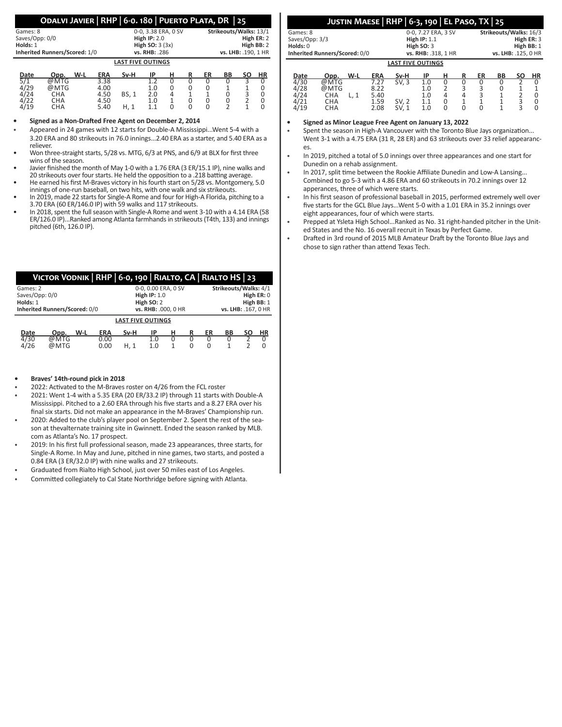## Odalvi Javier | RHP | 6-0. 180 | Puerto Plata, DR | 25

Games: 8
Saves/Opp: 0/0
Holds: 1
Inherited Runners/Scored: 1/0

0-0, 3.38 ERA, 0 SV
**High IP:** 2.0
**High SO:** 3 (3x)
**vs. RHB:** .286

**Strikeouts/Walks:** 13/1
**High ER:** 2
**High BB:** 2
**vs. LHB:** .190, 1 HR

**LAST FIVE OUTINGS**

| Date | Opp. | W-L | ERA | Sv-H | IP | H | R | ER | BB | SO | HR |
|---|---|---|---|---|---|---|---|---|---|---|---|
| 5/1 | @MTG | | 3.38 | | 1.2 | 0 | 0 | 0 | 0 | 3 | 0 |
| 4/29 | @MTG | | 4.00 | | 1.0 | 0 | 0 | 0 | 1 | 1 | 0 |
| 4/24 | CHA | | 4.50 | BS, 1 | 2.0 | 4 | 1 | 1 | 0 | 3 | 0 |
| 4/22 | CHA | | 4.50 | | 1.0 | 1 | 0 | 0 | 0 | 2 | 0 |
| 4/19 | CHA | | 5.40 | H, 1 | 1.1 | 0 | 0 | 0 | 2 | 1 | 0 |

- **Signed as a Non-Drafted Free Agent on December 2, 2014**
- Appeared in 24 games with 12 starts for Double-A Mississippi...Went 5-4 with a 3.20 ERA and 80 strikeouts in 76.0 innings...2.40 ERA as a starter, and 5.40 ERA as a reliever.
- Won three-straight starts, 5/28 vs. MTG, 6/3 at PNS, and 6/9 at BLX for first three wins of the season.
- Javier finished the month of May 1-0 with a 1.76 ERA (3 ER/15.1 IP), nine walks and 20 strikeouts over four starts. He held the opposition to a .218 batting average.
- He earned his first M-Braves victory in his fourth start on 5/28 vs. Montgomery, 5.0 innings of one-run baseball, on two hits, with one walk and six strikeouts.
- In 2019, made 22 starts for Single-A Rome and four for High-A Florida, pitching to a 3.70 ERA (60 ER/146.0 IP) with 59 walks and 117 strikeouts.
- In 2018, spent the full season with Single-A Rome and went 3-10 with a 4.14 ERA (58 ER/126.0 IP)...Ranked among Atlanta farmhands in strikeouts (T4th, 133) and innings pitched (6th, 126.0 IP).

## Victor Vodnik | RHP | 6-0, 190 | Rialto, CA | Rialto HS | 23

Games: 2
Saves/Opp: 0/0
Holds: 1
Inherited Runners/Scored: 0/0

0-0, 0.00 ERA, 0 SV
**High IP:** 1.0
**High SO:** 2
**vs. RHB:** .000, 0 HR

**Strikeouts/Walks:** 4/1
**High ER:** 0
**High BB:** 1
**vs. LHB:** .167, 0 HR

**LAST FIVE OUTINGS**

| Date | Opp. | W-L | ERA | Sv-H | IP | H | R | ER | BB | SO | HR |
|---|---|---|---|---|---|---|---|---|---|---|---|
| 4/30 | @MTG | | 0.00 | | 1.0 | 0 | 0 | 0 | 0 | 2 | 0 |
| 4/26 | @MTG | | 0.00 | H, 1 | 1.0 | 1 | 0 | 0 | 1 | 2 | 0 |

- **Braves' 14th-round pick in 2018**
- 2022: Activated to the M-Braves roster on 4/26 from the FCL roster
- 2021: Went 1-4 with a 5.35 ERA (20 ER/33.2 IP) through 11 starts with Double-A Mississippi. Pitched to a 2.60 ERA through his five starts and a 8.27 ERA over his final six starts. Did not make an appearance in the M-Braves' Championship run.
- 2020: Added to the club's player pool on September 2. Spent the rest of the season at thevalternate training site in Gwinnett. Ended the season ranked by MLB.com as Atlanta's No. 17 prospect.
- 2019: In his first full professional season, made 23 appearances, three starts, for Single-A Rome. In May and June, pitched in nine games, two starts, and posted a 0.84 ERA (3 ER/32.0 IP) with nine walks and 27 strikeouts.
- Graduated from Rialto High School, just over 50 miles east of Los Angeles.
- Committed collegiately to Cal State Northridge before signing with Atlanta.

## Justin Maese | RHP | 6-3, 190 | El Paso, TX | 25

Games: 8
Saves/Opp: 3/3
Holds: 0
Inherited Runners/Scored: 0/0

0-0, 7.27 ERA, 3 SV
**High IP:** 1.1
**High SO:** 3
**vs. RHB:** .318, 1 HR

**Strikeouts/Walks:** 16/3
**High ER:** 3
**High BB:** 1
**vs. LHB:** .125, 0 HR

**LAST FIVE OUTINGS**

| Date | Opp. | W-L | ERA | Sv-H | IP | H | R | ER | BB | SO | HR |
|---|---|---|---|---|---|---|---|---|---|---|---|
| 4/30 | @MTG | | 7.27 | SV, 3 | 1.0 | 0 | 0 | 0 | 0 | 2 | 0 |
| 4/28 | @MTG | | 8.22 | | 1.0 | 2 | 3 | 3 | 0 | 1 | 1 |
| 4/24 | CHA | L, 1 | 5.40 | | 1.0 | 4 | 4 | 3 | 1 | 2 | 0 |
| 4/21 | CHA | | 1.59 | SV, 2 | 1.1 | 0 | 1 | 1 | 1 | 3 | 0 |
| 4/19 | CHA | | 2.08 | SV, 1 | 1.0 | 0 | 0 | 0 | 1 | 3 | 0 |

- **Signed as Minor League Free Agent on January 13, 2022**
- Spent the season in High-A Vancouver with the Toronto Blue Jays organization... Went 3-1 with a 4.75 ERA (31 R, 28 ER) and 63 strikeouts over 33 relief appearances.
- In 2019, pitched a total of 5.0 innings over three appearances and one start for Dunedin on a rehab assignment.
- In 2017, split time between the Rookie Affiliate Dunedin and Low-A Lansing... Combined to go 5-3 with a 4.86 ERA and 60 strikeouts in 70.2 innings over 12 apperances, three of which were starts.
- In his first season of professional baseball in 2015, performed extremely well over five starts for the GCL Blue Jays...Went 5-0 with a 1.01 ERA in 35.2 innings over eight appearances, four of which were starts.
- Prepped at Ysleta High School...Ranked as No. 31 right-handed pitcher in the United States and the No. 16 overall recruit in Texas by Perfect Game.
- Drafted in 3rd round of 2015 MLB Amateur Draft by the Toronto Blue Jays and chose to sign rather than attend Texas Tech.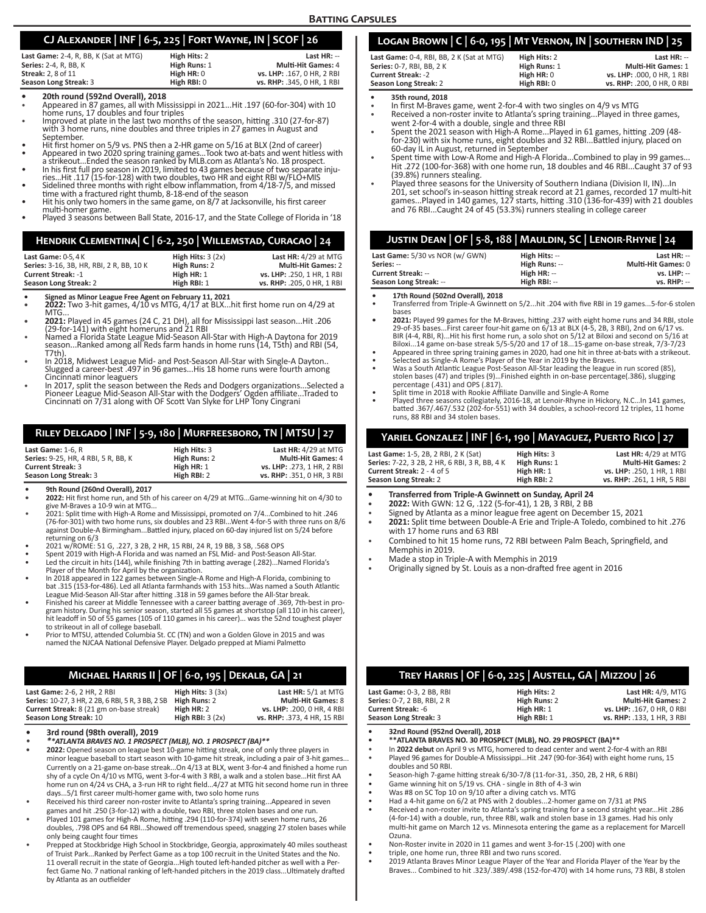# Batting Capsules

## CJ Alexander | INF | 6-5, 225 | Fort Wayne, IN | SCOF | 26

| | | |
|---|---|---|
| **Last Game:** 2-4, R, BB, K (Sat at MTG) | **High Hits:** 2 | **Last HR:** -- |
| **Series:** 2-4, R, BB, K | **High Runs:** 1 | **Multi-Hit Games:** 4 |
| **Streak:** 2, 8 of 11 | **High HR:** 0 | **vs. LHP:** .167, 0 HR, 2 RBI |
| **Season Long Streak:** 3 | **High RBI:** 0 | **vs. RHP:** .345, 0 HR, 1 RBI |

- **20th round (592nd Overall), 2018**
- Appeared in 87 games, all with Mississippi in 2021...Hit .197 (60-for-304) with 10 home runs, 17 doubles and four triples
- Improved at plate in the last two months of the season, hitting .310 (27-for-87) with 3 home runs, nine doubles and three triples in 27 games in August and September.
- Hit first homer on 5/9 vs. PNS then a 2-HR game on 5/16 at BLX (2nd of career)
- Appeared in two 2020 spring training games...Took two at-bats and went hitless with a strikeout...Ended the season ranked by MLB.com as Atlanta's No. 18 prospect.
- In his first full pro season in 2019, limited to 43 games because of two separate injuries...Hit .117 (15-for-128) with two doubles, two HR and eight RBI w/FLO+MIS
- Sidelined three months with right elbow inflammation, from 4/18-7/5, and missed time with a fractured right thumb, 8-18-end of the season
- Hit his only two homers in the same game, on 8/7 at Jacksonville, his first career multi-homer game.
- Played 3 seasons between Ball State, 2016-17, and the State College of Florida in '18

## Logan Brown | C | 6-0, 195 | Mt Vernon, IN | southern IND | 25

| | | |
|---|---|---|
| **Last Game:** 0-4, RBI, BB, 2 K (Sat at MTG) | **High Hits:** 2 | **Last HR:** -- |
| **Series:** 0-7, RBI, BB, 2 K | **High Runs:** 1 | **Multi-Hit Games:** 1 |
| **Current Streak:** -2 | **High HR:** 0 | **vs. LHP:** .000, 0 HR, 1 RBI |
| **Season Long Streak:** 2 | **High RBI:** 0 | **vs. RHP:** .200, 0 HR, 0 RBI |

- **35th round, 2018**
- In first M-Braves game, went 2-for-4 with two singles on 4/9 vs MTG
- Received a non-roster invite to Atlanta's spring training...Played in three games, went 2-for-4, with a double, single and three RBI
- Spent the 2021 season with High-A Rome...Played in 61 games, hitting .209 (48-for-230) with six home runs, eight doubles and 32 RBI...Battled injury, placed on 60-day IL in August, returned in September
- Spent time with Low-A Rome and High-A Florida...Combined to play in 99 games...Hit .272 (100-for-368) with one home run, 18 doubles and 46 RBI...Caught 37 of 93 (39.8%) runners stealing.
- Played three seasons for the University of Southern Indiana (Division II, IN)...In 201, set school's in-season hitting streak record at 21 games, recorded 17 multi-hit games...Played in 140 games, 127 starts, hitting .310 (136-for-439) with 21 doubles and 76 RBI...Caught 24 of 45 (53.3%) runners stealing in college career

## Hendrik Clementina| C | 6-2, 250 | Willemstad, Curacao | 24

| | | |
|---|---|---|
| **Last Game:** 0-5, 4 K | **High Hits:** 3 (2x) | **Last HR:** 4/29 at MTG |
| **Series:** 3-16, 3B, HR, RBI, 2 R, BB, 10 K | **High Runs:** 2 | **Multi-Hit Games:** 2 |
| **Current Streak:** -1 | **High HR:** 1 | **vs. LHP:** .250, 1 HR, 1 RBI |
| **Season Long Streak:** 2 | **High RBI:** 1 | **vs. RHP:** .205, 0 HR, 1 RBI |

- **Signed as Minor League Free Agent on February 11, 2021**
- **2022:** Two 3-hit games, 4/10 vs MTG, 4/17 at BLX...hit first home run on 4/29 at MTG...
- **2021:** Played in 45 games (24 C, 21 DH), all for Mississippi last season...Hit .206 (29-for-141) with eight homeruns and 21 RBI
- Named a Florida State League Mid-Season All-Star with High-A Daytona for 2019 season...Ranked among all Reds farm hands in home runs (14, T5th) and RBI (54, T7th).
- In 2018, Midwest League Mid- and Post-Season All-Star with Single-A Dayton.. Slugged a career-best .497 in 96 games...His 18 home runs were fourth among Cincinnati minor leaguers
- In 2017, split the season between the Reds and Dodgers organizations...Selected a Pioneer League Mid-Season All-Star with the Dodgers' Ogden affiliate...Traded to Cincinnati on 7/31 along with OF Scott Van Slyke for LHP Tony Cingrani

## Justin Dean | OF | 5-8, 188 | Mauldin, SC | Lenoir-Rhyne | 24

| | | |
|---|---|---|
| **Last Game:** 5/30 vs NOR (w/ GWN) | **High Hits:** -- | **Last HR:** -- |
| **Series:** -- | **High Runs:** -- | **Multi-Hit Games:** 0 |
| **Current Streak:** -- | **High HR:** -- | **vs. LHP:** -- |
| **Season Long Streak:** -- | **High RBI:** -- | **vs. RHP:** -- |

- **17th Round (502nd Overall), 2018**
- Transferred from Triple-A Gwinnett on 5/2...hit .204 with five RBI in 19 games...5-for-6 stolen bases
- **2021:** Played 99 games for the M-Braves, hitting .237 with eight home runs and 34 RBI, stole 29-of-35 bases...First career four-hit game on 6/13 at BLX (4-5, 2B, 3 RBI), 2nd on 6/17 vs. BIR (4-4, RBI, R)...Hit his first home run, a solo shot on 5/12 at Biloxi and second on 5/16 at Biloxi...14 game on-base streak 5/5-5/20 and 17 of 18...15-game on-base streak, 7/3-7/23
- Appeared in three spring training games in 2020, had one hit in three at-bats with a strikeout.
- Selected as Single-A Rome's Player of the Year in 2019 by the Braves.
- Was a South Atlantic League Post-Season All-Star leading the league in run scored (85), stolen bases (47) and triples (9)...Finished eighth in on-base percentage(.386), slugging percentage (.431) and OPS (.817).
- Split time in 2018 with Rookie Affiliate Danville and Single-A Rome
- Played three seasons collegiately, 2016-18, at Lenoir-Rhyne in Hickory, N.C...In 141 games, batted .367/.467/.532 (202-for-551) with 34 doubles, a school-record 12 triples, 11 home runs, 88 RBI and 34 stolen bases.

## Riley Delgado | INF | 5-9, 180 | Murfreesboro, TN | MTSU | 27

| | | |
|---|---|---|
| **Last Game:** 1-6, R | **High Hits:** 3 | **Last HR:** 4/29 at MTG |
| **Series:** 9-25, HR, 4 RBI, 5 R, BB, K | **High Runs:** 2 | **Multi-Hit Games:** 4 |
| **Current Streak:** 3 | **High HR:** 1 | **vs. LHP:** .273, 1 HR, 2 RBI |
| **Season Long Streak:** 3 | **High RBI:** 2 | **vs. RHP:** .351, 0 HR, 3 RBI |

- **9th Round (260nd Overall), 2017**
- **2022:** Hit first home run, and 5th of his career on 4/29 at MTG...Game-winning hit on 4/30 to give M-Braves a 10-9 win at MTG...
- 2021: Split time with High-A Rome and Mississippi, promoted on 7/4...Combined to hit .246 (76-for-301) with two home runs, six doubles and 23 RBI...Went 4-for-5 with three runs on 8/6 against Double-A Birmingham...Battled injury, placed on 60-day injured list on 5/24 before returning on 6/3
- 2021 w/ROME: 51 G, .227, 3 2B, 2 HR, 15 RBI, 24 R, 19 BB, 3 SB, .568 OPS
- Spent 2019 with High-A Florida and was named an FSL Mid- and Post-Season All-Star.
- Led the circuit in hits (144), while finishing 7th in batting average (.282)...Named Florida's Player of the Month for April by the organization.
- In 2018 appeared in 122 games between Single-A Rome and High-A Florida, combining to bat .315 (153-for-486). Led all Atlanta farmhands with 153 hits...Was named a South Atlantic League Mid-Season All-Star after hitting .318 in 59 games before the All-Star break.
- Finished his career at Middle Tennessee with a career batting average of .369, 7th-best in program history. During his senior season, started all 55 games at shortstop (all 110 in his career), hit leadoff in 50 of 55 games (105 of 110 games in his career)... was the 52nd toughest player to strikeout in all of college baseball.
- Prior to MTSU, attended Columbia St. CC (TN) and won a Golden Glove in 2015 and was named the NJCAA National Defensive Player. Delgado prepped at Miami Palmetto

## Yariel Gonzalez | INF | 6-1, 190 | Mayaguez, Puerto Rico | 27

| | | |
|---|---|---|
| **Last Game:** 1-5, 2B, 2 RBI, 2 K (Sat) | **High Hits:** 3 | **Last HR:** 4/29 at MTG |
| **Series:** 7-22, 3 2B, 2 HR, 6 RBI, 3 R, BB, 4 K | **High Runs:** 1 | **Multi-Hit Games:** 2 |
| **Current Streak:** 2 - 4 of 5 | **High HR:** 1 | **vs. LHP:** .250, 1 HR, 1 RBI |
| **Season Long Streak:** 2 | **High RBI:** 2 | **vs. RHP:** .261, 1 HR, 5 RBI |

- **Transferred from Triple-A Gwinnett on Sunday, April 24**
- **2022:** With GWN: 12 G, .122 (5-for-41), 1 2B, 3 RBI, 2 BB
- Signed by Atlanta as a minor league free agent on December 15, 2021
- **2021:** Split time between Double-A Erie and Triple-A Toledo, combined to hit .276 with 17 home runs and 63 RBI
- Combined to hit 15 home runs, 72 RBI between Palm Beach, Springfield, and Memphis in 2019.
- Made a stop in Triple-A with Memphis in 2019
- Originally signed by St. Louis as a non-drafted free agent in 2016

## Michael Harris II | OF | 6-0, 195 | Dekalb, GA | 21

| | | |
|---|---|---|
| **Last Game:** 2-6, 2 HR, 2 RBI | **High Hits:** 3 (3x) | **Last HR:** 5/1 at MTG |
| **Series:** 10-27, 3 HR, 2 2B, 6 RBI, 5 R, 3 BB, 2 SB | **High Runs:** 2 | **Multi-Hit Games:** 8 |
| **Current Streak:** 8 (21 gm on-base streak) | **High HR:** 2 | **vs. LHP:** .200, 0 HR, 4 RBI |
| **Season Long Streak:** 10 | **High RBI:** 3 (2x) | **vs. RHP:** .373, 4 HR, 15 RBI |

- **3rd round (98th overall), 2019**
- ***\*\*ATLANTA BRAVES NO. 1 PROSPECT (MLB), NO. 1 PROSPECT (BA)\*\****
- **2022:** Opened season on league best 10-game hitting streak, one of only three players in minor league baseball to start season with 10-game hit streak, including a pair of 3-hit games... Currently on a 21-game on-base streak...On 4/13 at BLX, went 3-for-4 and finished a home run shy of a cycle On 4/10 vs MTG, went 3-for-4 with 3 RBI, a walk and a stolen base...Hit first AA home run on 4/24 vs CHA, a 3-run HR to right field...4/27 at MTG hit second home run in three days...5/1 first career multi-homer game, with two solo home runs
- Received his third career non-roster invite to Atlanta's spring training...Appeared in seven games and hit .250 (3-for-12) with a double, two RBI, three stolen bases and one run.
- Played 101 games for High-A Rome, hitting .294 (110-for-374) with seven home runs, 26 doubles, .798 OPS and 64 RBI...Showed off tremendous speed, snagging 27 stolen bases while only being caught four times
- Prepped at Stockbridge High School in Stockbridge, Georgia, approximately 40 miles southeast of Truist Park...Ranked by Perfect Game as a top 100 recruit in the United States and the No. 11 overall recruit in the state of Georgia...High touted left-handed pitcher as well with a Perfect Game No. 7 national ranking of left-handed pitchers in the 2019 class...Ultimately drafted by Atlanta as an outfielder

## Trey Harris | OF | 6-0, 225 | Austell, GA | Mizzou | 26

| | | |
|---|---|---|
| **Last Game:** 0-3, 2 BB, RBI | **High Hits:** 2 | **Last HR:** 4/9, MTG |
| **Series:** 0-7, 2 BB, RBI, 2 R | **High Runs:** 2 | **Multi-Hit Games:** 2 |
| **Current Streak:** -6 | **High HR:** 1 | **vs. LHP:** .167, 0 HR, 0 RBI |
| **Season Long Streak:** 3 | **High RBI:** 1 | **vs. RHP:** .133, 1 HR, 3 RBI |

- **32nd Round (952nd Overall), 2018**
- **\*\*ATLANTA BRAVES NO. 30 PROSPECT (MLB), NO. 29 PROSPECT (BA)\*\***
- In **2022 debut** on April 9 vs MTG, homered to dead center and went 2-for-4 with an RBI
- Played 96 games for Double-A Mississippi...Hit .247 (90-for-364) with eight home runs, 15 doubles and 50 RBI.
- Season-high 7-game hitting streak 6/30-7/8 (11-for-31, .350, 2B, 2 HR, 6 RBI)
- Game winning hit on 5/19 vs. CHA - single in 8th of 4-3 win
- Was #8 on SC Top 10 on 9/10 after a diving catch vs. MTG
- Had a 4-hit game on 6/2 at PNS with 2 doubles...2-homer game on 7/31 at PNS
- Received a non-roster invite to Atlanta's spring training for a second straight year...Hit .286 (4-for-14) with a double, run, three RBI, walk and stolen base in 13 games. Had his only multi-hit game on March 12 vs. Minnesota entering the game as a replacement for Marcell Ozuna.
- Non-Roster invite in 2020 in 11 games and went 3-for-15 (.200) with one
- triple, one home run, three RBI and two runs scored.
- 2019 Atlanta Braves Minor League Player of the Year and Florida Player of the Year by the Braves... Combined to hit .323/.389/.498 (152-for-470) with 14 home runs, 73 RBI, 8 stolen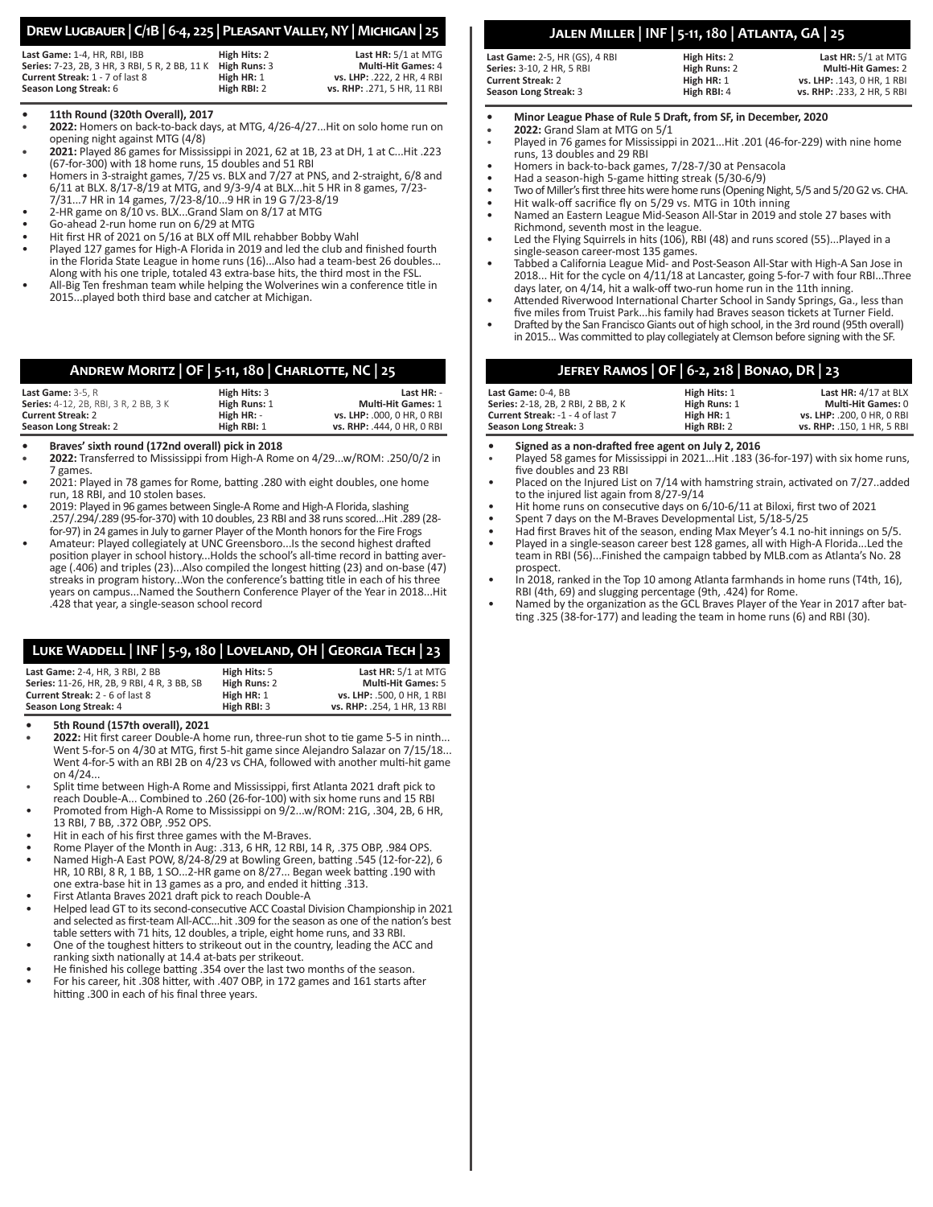## Drew Lugbauer | C/1B | 6-4, 225 | Pleasant Valley, NY | Michigan | 25

| | | |
|---|---|---|
| **Last Game:** 1-4, HR, RBI, IBB | **High Hits:** 2 | **Last HR:** 5/1 at MTG |
| **Series:** 7-23, 2B, 3 HR, 3 RBI, 5 R, 2 BB, 11 K | **High Runs:** 3 | **Multi-Hit Games:** 4 |
| **Current Streak:** 1 - 7 of last 8 | **High HR:** 1 | **vs. LHP:** .222, 2 HR, 4 RBI |
| **Season Long Streak:** 6 | **High RBI:** 2 | **vs. RHP:** .271, 5 HR, 11 RBI |

- **11th Round (320th Overall), 2017**
- **2022:** Homers on back-to-back days, at MTG, 4/26-4/27...Hit on solo home run on opening night against MTG (4/8)
- **2021:** Played 86 games for Mississippi in 2021, 62 at 1B, 23 at DH, 1 at C...Hit .223 (67-for-300) with 18 home runs, 15 doubles and 51 RBI
- Homers in 3-straight games, 7/25 vs. BLX and 7/27 at PNS, and 2-straight, 6/8 and 6/11 at BLX. 8/17-8/19 at MTG, and 9/3-9/4 at BLX...hit 5 HR in 8 games, 7/23-7/31...7 HR in 14 games, 7/23-8/10...9 HR in 19 G 7/23-8/19
- 2-HR game on 8/10 vs. BLX...Grand Slam on 8/17 at MTG
- Go-ahead 2-run home run on 6/29 at MTG
- Hit first HR of 2021 on 5/16 at BLX off MIL rehabber Bobby Wahl
- Played 127 games for High-A Florida in 2019 and led the club and finished fourth in the Florida State League in home runs (16)...Also had a team-best 26 doubles... Along with his one triple, totaled 43 extra-base hits, the third most in the FSL.
- All-Big Ten freshman team while helping the Wolverines win a conference title in 2015...played both third base and catcher at Michigan.

## Andrew Moritz | OF | 5-11, 180 | Charlotte, NC | 25

| | | |
|---|---|---|
| **Last Game:** 3-5, R | **High Hits:** 3 | **Last HR:** - |
| **Series:** 4-12, 2B, RBI, 3 R, 2 BB, 3 K | **High Runs:** 1 | **Multi-Hit Games:** 1 |
| **Current Streak:** 2 | **High HR:** - | **vs. LHP:** .000, 0 HR, 0 RBI |
| **Season Long Streak:** 2 | **High RBI:** 1 | **vs. RHP:** .444, 0 HR, 0 RBI |

- **Braves' sixth round (172nd overall) pick in 2018**
- **2022:** Transferred to Mississippi from High-A Rome on 4/29...w/ROM: .250/0/2 in 7 games.
- 2021: Played in 78 games for Rome, batting .280 with eight doubles, one home run, 18 RBI, and 10 stolen bases.
- 2019: Played in 96 games between Single-A Rome and High-A Florida, slashing .257/.294/.289 (95-for-370) with 10 doubles, 23 RBI and 38 runs scored...Hit .289 (28-for-97) in 24 games in July to garner Player of the Month honors for the Fire Frogs
- Amateur: Played collegiately at UNC Greensboro...Is the second highest drafted position player in school history...Holds the school's all-time record in batting average (.406) and triples (23)...Also compiled the longest hitting (23) and on-base (47) streaks in program history...Won the conference's batting title in each of his three years on campus...Named the Southern Conference Player of the Year in 2018...Hit .428 that year, a single-season school record

## Luke Waddell | INF | 5-9, 180 | Loveland, OH | Georgia Tech | 23

| | | |
|---|---|---|
| **Last Game:** 2-4, HR, 3 RBI, 2 BB | **High Hits:** 5 | **Last HR:** 5/1 at MTG |
| **Series:** 11-26, HR, 2B, 9 RBI, 4 R, 3 BB, SB | **High Runs:** 2 | **Multi-Hit Games:** 5 |
| **Current Streak:** 2 - 6 of last 8 | **High HR:** 1 | **vs. LHP:** .500, 0 HR, 1 RBI |
| **Season Long Streak:** 4 | **High RBI:** 3 | **vs. RHP:** .254, 1 HR, 13 RBI |

- **5th Round (157th overall), 2021**
- **2022:** Hit first career Double-A home run, three-run shot to tie game 5-5 in ninth... Went 5-for-5 on 4/30 at MTG, first 5-hit game since Alejandro Salazar on 7/15/18... Went 4-for-5 with an RBI 2B on 4/23 vs CHA, followed with another multi-hit game on 4/24...
- Split time between High-A Rome and Mississippi, first Atlanta 2021 draft pick to reach Double-A... Combined to .260 (26-for-100) with six home runs and 15 RBI
- Promoted from High-A Rome to Mississippi on 9/2...w/ROM: 21G, .304, 2B, 6 HR, 13 RBI, 7 BB, .372 OBP, .952 OPS.
- Hit in each of his first three games with the M-Braves.
- Rome Player of the Month in Aug: .313, 6 HR, 12 RBI, 14 R, .375 OBP, .984 OPS.
- Named High-A East POW, 8/24-8/29 at Bowling Green, batting .545 (12-for-22), 6 HR, 10 RBI, 8 R, 1 BB, 1 SO...2-HR game on 8/27... Began week batting .190 with one extra-base hit in 13 games as a pro, and ended it hitting .313.
- First Atlanta Braves 2021 draft pick to reach Double-A
- Helped lead GT to its second-consecutive ACC Coastal Division Championship in 2021 and selected as first-team All-ACC...hit .309 for the season as one of the nation's best table setters with 71 hits, 12 doubles, a triple, eight home runs, and 33 RBI.
- One of the toughest hitters to strikeout out in the country, leading the ACC and ranking sixth nationally at 14.4 at-bats per strikeout.
- He finished his college batting .354 over the last two months of the season.
- For his career, hit .308 hitter, with .407 OBP, in 172 games and 161 starts after hitting .300 in each of his final three years.

## Jalen Miller | INF | 5-11, 180 | Atlanta, GA | 25

| | | |
|---|---|---|
| **Last Game:** 2-5, HR (GS), 4 RBI | **High Hits:** 2 | **Last HR:** 5/1 at MTG |
| **Series:** 3-10, 2 HR, 5 RBI | **High Runs:** 2 | **Multi-Hit Games:** 2 |
| **Current Streak:** 2 | **High HR:** 1 | **vs. LHP:** .143, 0 HR, 1 RBI |
| **Season Long Streak:** 3 | **High RBI:** 4 | **vs. RHP:** .233, 2 HR, 5 RBI |

- **Minor League Phase of Rule 5 Draft, from SF, in December, 2020**
- **2022:** Grand Slam at MTG on 5/1
- Played in 76 games for Mississippi in 2021...Hit .201 (46-for-229) with nine home runs, 13 doubles and 29 RBI
- Homers in back-to-back games, 7/28-7/30 at Pensacola
- Had a season-high 5-game hitting streak (5/30-6/9)
- Two of Miller's first three hits were home runs (Opening Night, 5/5 and 5/20 G2 vs. CHA.
- Hit walk-off sacrifice fly on 5/29 vs. MTG in 10th inning
- Named an Eastern League Mid-Season All-Star in 2019 and stole 27 bases with Richmond, seventh most in the league.
- Led the Flying Squirrels in hits (106), RBI (48) and runs scored (55)...Played in a single-season career-most 135 games.
- Tabbed a California League Mid- and Post-Season All-Star with High-A San Jose in 2018... Hit for the cycle on 4/11/18 at Lancaster, going 5-for-7 with four RBI...Three days later, on 4/14, hit a walk-off two-run home run in the 11th inning.
- Attended Riverwood International Charter School in Sandy Springs, Ga., less than five miles from Truist Park...his family had Braves season tickets at Turner Field.
- Drafted by the San Francisco Giants out of high school, in the 3rd round (95th overall) in 2015... Was committed to play collegiately at Clemson before signing with the SF.

## Jefrey Ramos | OF | 6-2, 218 | Bonao, DR | 23

| | | |
|---|---|---|
| **Last Game:** 0-4, BB | **High Hits:** 1 | **Last HR:** 4/17 at BLX |
| **Series:** 2-18, 2B, 2 RBI, 2 BB, 2 K | **High Runs:** 1 | **Multi-Hit Games:** 0 |
| **Current Streak:** -1 - 4 of last 7 | **High HR:** 1 | **vs. LHP:** .200, 0 HR, 0 RBI |
| **Season Long Streak:** 3 | **High RBI:** 2 | **vs. RHP:** .150, 1 HR, 5 RBI |

- **Signed as a non-drafted free agent on July 2, 2016**
- Played 58 games for Mississippi in 2021...Hit .183 (36-for-197) with six home runs, five doubles and 23 RBI
- Placed on the Injured List on 7/14 with hamstring strain, activated on 7/27..added to the injured list again from 8/27-9/14
- Hit home runs on consecutive days on 6/10-6/11 at Biloxi, first two of 2021
- Spent 7 days on the M-Braves Developmental List, 5/18-5/25
- Had first Braves hit of the season, ending Max Meyer's 4.1 no-hit innings on 5/5.
- Played in a single-season career best 128 games, all with High-A Florida...Led the team in RBI (56)...Finished the campaign tabbed by MLB.com as Atlanta's No. 28 prospect.
- In 2018, ranked in the Top 10 among Atlanta farmhands in home runs (T4th, 16), RBI (4th, 69) and slugging percentage (9th, .424) for Rome.
- Named by the organization as the GCL Braves Player of the Year in 2017 after batting .325 (38-for-177) and leading the team in home runs (6) and RBI (30).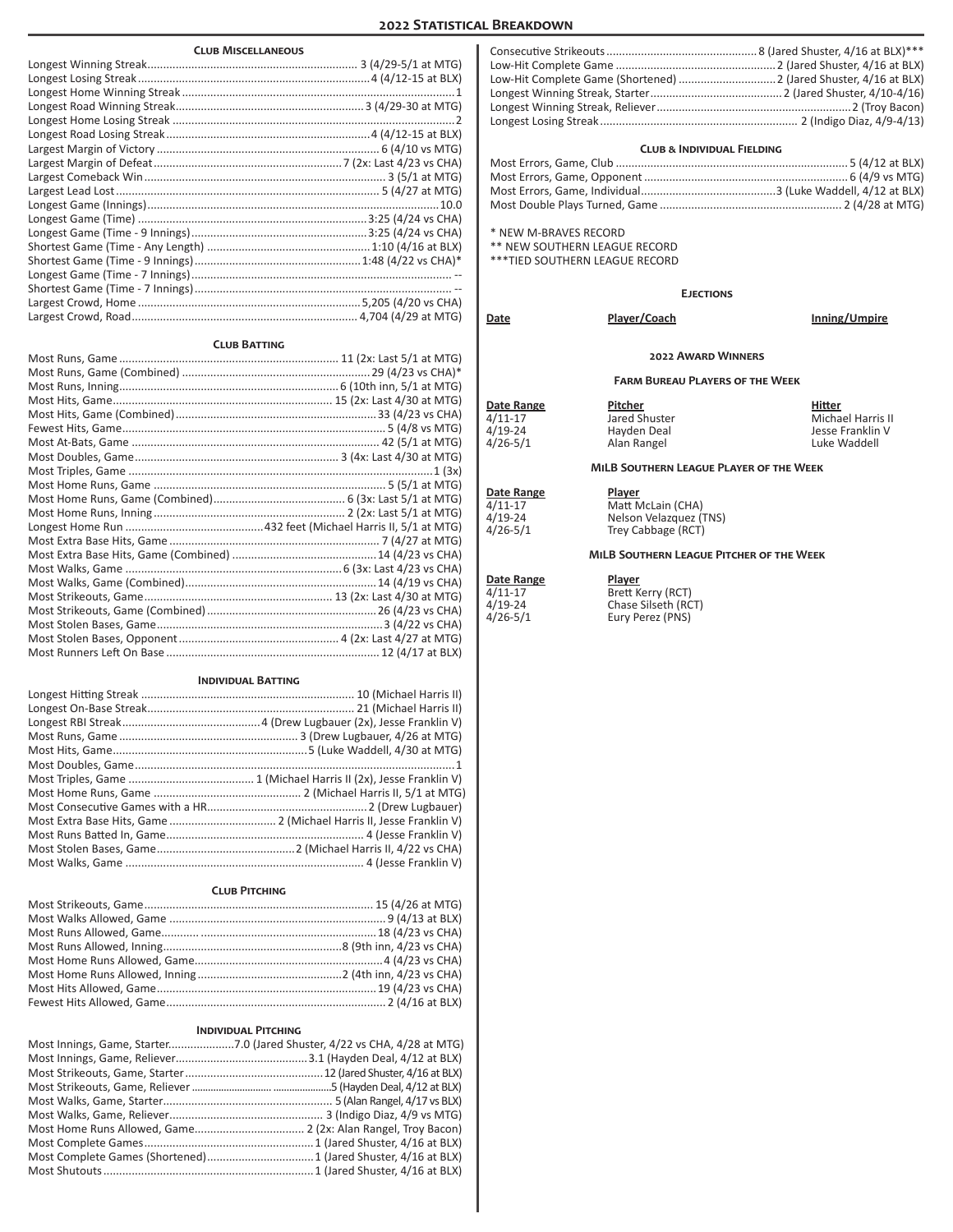## 2022 Statistical Breakdown

### Club Miscellaneous

| | |
|---|---|
| Longest Winning Streak | 3 (4/29-5/1 at MTG) |
| Longest Losing Streak | 4 (4/12-15 at BLX) |
| Longest Home Winning Streak | 1 |
| Longest Road Winning Streak | 3 (4/29-30 at MTG) |
| Longest Home Losing Streak | 2 |
| Longest Road Losing Streak | 4 (4/12-15 at BLX) |
| Largest Margin of Victory | 6 (4/10 vs MTG) |
| Largest Margin of Defeat | 7 (2x: Last 4/23 vs CHA) |
| Largest Comeback Win | 3 (5/1 at MTG) |
| Largest Lead Lost | 5 (4/27 at MTG) |
| Longest Game (Innings) | 10.0 |
| Longest Game (Time) | 3:25 (4/24 vs CHA) |
| Longest Game (Time - 9 Innings) | 3:25 (4/24 vs CHA) |
| Shortest Game (Time - Any Length) | 1:10 (4/16 at BLX) |
| Shortest Game (Time - 9 Innings) | 1:48 (4/22 vs CHA)* |
| Longest Game (Time - 7 Innings) | -- |
| Shortest Game (Time - 7 Innings) | -- |
| Largest Crowd, Home | 5,205 (4/20 vs CHA) |
| Largest Crowd, Road | 4,704 (4/29 at MTG) |

### Club Batting

| | |
|---|---|
| Most Runs, Game | 11 (2x: Last 5/1 at MTG) |
| Most Runs, Game (Combined) | 29 (4/23 vs CHA)* |
| Most Runs, Inning | 6 (10th inn, 5/1 at MTG) |
| Most Hits, Game | 15 (2x: Last 4/30 at MTG) |
| Most Hits, Game (Combined) | 33 (4/23 vs CHA) |
| Fewest Hits, Game | 5 (4/8 vs MTG) |
| Most At-Bats, Game | 42 (5/1 at MTG) |
| Most Doubles, Game | 3 (4x: Last 4/30 at MTG) |
| Most Triples, Game | 1 (3x) |
| Most Home Runs, Game | 5 (5/1 at MTG) |
| Most Home Runs, Game (Combined) | 6 (3x: Last 5/1 at MTG) |
| Most Home Runs, Inning | 2 (2x: Last 5/1 at MTG) |
| Longest Home Run | 432 feet (Michael Harris II, 5/1 at MTG) |
| Most Extra Base Hits, Game | 7 (4/27 at MTG) |
| Most Extra Base Hits, Game (Combined) | 14 (4/23 vs CHA) |
| Most Walks, Game | 6 (3x: Last 4/23 vs CHA) |
| Most Walks, Game (Combined) | 14 (4/19 vs CHA) |
| Most Strikeouts, Game | 13 (2x: Last 4/30 at MTG) |
| Most Strikeouts, Game (Combined) | 26 (4/23 vs CHA) |
| Most Stolen Bases, Game | 3 (4/22 vs CHA) |
| Most Stolen Bases, Opponent | 4 (2x: Last 4/27 at MTG) |
| Most Runners Left On Base | 12 (4/17 at BLX) |

### Individual Batting

| | |
|---|---|
| Longest Hitting Streak | 10 (Michael Harris II) |
| Longest On-Base Streak | 21 (Michael Harris II) |
| Longest RBI Streak | 4 (Drew Lugbauer (2x), Jesse Franklin V) |
| Most Runs, Game | 3 (Drew Lugbauer, 4/26 at MTG) |
| Most Hits, Game | 5 (Luke Waddell, 4/30 at MTG) |
| Most Doubles, Game | 1 |
| Most Triples, Game | 1 (Michael Harris II (2x), Jesse Franklin V) |
| Most Home Runs, Game | 2 (Michael Harris II, 5/1 at MTG) |
| Most Consecutive Games with a HR | 2 (Drew Lugbauer) |
| Most Extra Base Hits, Game | 2 (Michael Harris II, Jesse Franklin V) |
| Most Runs Batted In, Game | 4 (Jesse Franklin V) |
| Most Stolen Bases, Game | 2 (Michael Harris II, 4/22 vs CHA) |
| Most Walks, Game | 4 (Jesse Franklin V) |

### Club Pitching

| | |
|---|---|
| Most Strikeouts, Game | 15 (4/26 at MTG) |
| Most Walks Allowed, Game | 9 (4/13 at BLX) |
| Most Runs Allowed, Game | 18 (4/23 vs CHA) |
| Most Runs Allowed, Inning | 8 (9th inn, 4/23 vs CHA) |
| Most Home Runs Allowed, Game | 4 (4/23 vs CHA) |
| Most Home Runs Allowed, Inning | 2 (4th inn, 4/23 vs CHA) |
| Most Hits Allowed, Game | 19 (4/23 vs CHA) |
| Fewest Hits Allowed, Game | 2 (4/16 at BLX) |

### Individual Pitching

| | |
|---|---|
| Most Innings, Game, Starter | 7.0 (Jared Shuster, 4/22 vs CHA, 4/28 at MTG) |
| Most Innings, Game, Reliever | 3.1 (Hayden Deal, 4/12 at BLX) |
| Most Strikeouts, Game, Starter | 12 (Jared Shuster, 4/16 at BLX) |
| Most Strikeouts, Game, Reliever | 5 (Hayden Deal, 4/12 at BLX) |
| Most Walks, Game, Starter | 5 (Alan Rangel, 4/17 vs BLX) |
| Most Walks, Game, Reliever | 3 (Indigo Diaz, 4/9 vs MTG) |
| Most Home Runs Allowed, Game | 2 (2x: Alan Rangel, Troy Bacon) |
| Most Complete Games | 1 (Jared Shuster, 4/16 at BLX) |
| Most Complete Games (Shortened) | 1 (Jared Shuster, 4/16 at BLX) |
| Most Shutouts | 1 (Jared Shuster, 4/16 at BLX) |
| Consecutive Strikeouts | 8 (Jared Shuster, 4/16 at BLX)*** |
| Low-Hit Complete Game | 2 (Jared Shuster, 4/16 at BLX) |
| Low-Hit Complete Game (Shortened) | 2 (Jared Shuster, 4/16 at BLX) |
| Longest Winning Streak, Starter | 2 (Jared Shuster, 4/10-4/16) |
| Longest Winning Streak, Reliever | 2 (Troy Bacon) |
| Longest Losing Streak | 2 (Indigo Diaz, 4/9-4/13) |

### Club & Individual Fielding

| | |
|---|---|
| Most Errors, Game, Club | 5 (4/12 at BLX) |
| Most Errors, Game, Opponent | 6 (4/9 vs MTG) |
| Most Errors, Game, Individual | 3 (Luke Waddell, 4/12 at BLX) |
| Most Double Plays Turned, Game | 2 (4/28 at MTG) |

\* NEW M-BRAVES RECORD
** NEW SOUTHERN LEAGUE RECORD
***TIED SOUTHERN LEAGUE RECORD

### Ejections

| Date | Player/Coach | Inning/Umpire |
|---|---|---|

### 2022 Award Winners

#### Farm Bureau Players of the Week

| Date Range | Pitcher | Hitter |
|---|---|---|
| 4/11-17 | Jared Shuster | Michael Harris II |
| 4/19-24 | Hayden Deal | Jesse Franklin V |
| 4/26-5/1 | Alan Rangel | Luke Waddell |

#### MiLB Southern League Player of the Week

| Date Range | Player |
|---|---|
| 4/11-17 | Matt McLain (CHA) |
| 4/19-24 | Nelson Velazquez (TNS) |
| 4/26-5/1 | Trey Cabbage (RCT) |

#### MiLB Southern League Pitcher of the Week

| Date Range | Player |
|---|---|
| 4/11-17 | Brett Kerry (RCT) |
| 4/19-24 | Chase Silseth (RCT) |
| 4/26-5/1 | Eury Perez (PNS) |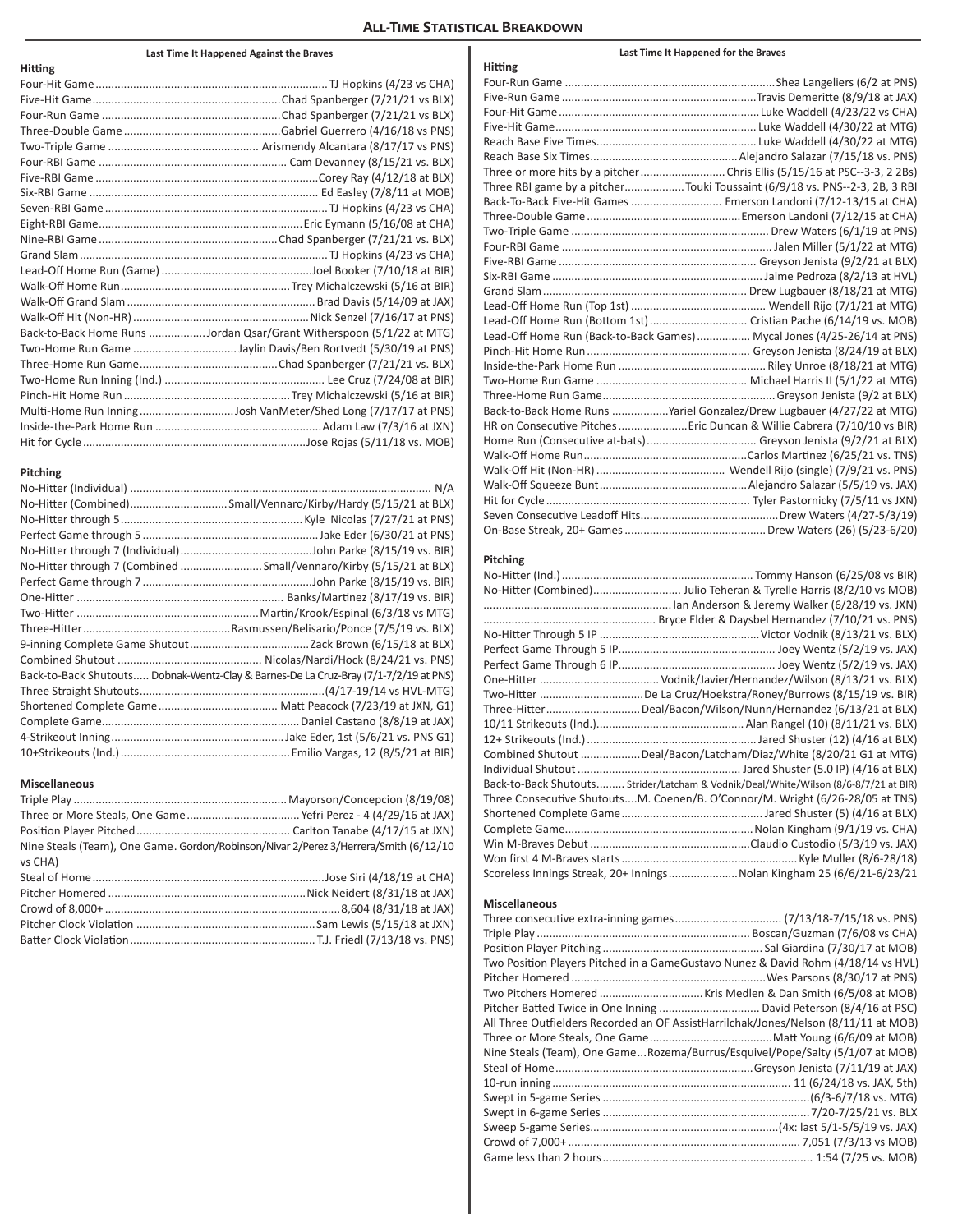# All-Time Statistical Breakdown

## Last Time It Happened Against the Braves

### Hitting

| Category | Last Time |
|---|---|
| Four-Hit Game | TJ Hopkins (4/23 vs CHA) |
| Five-Hit Game | Chad Spanberger (7/21/21 vs BLX) |
| Four-Run Game | Chad Spanberger (7/21/21 vs BLX) |
| Three-Double Game | Gabriel Guerrero (4/16/18 vs PNS) |
| Two-Triple Game | Arismendy Alcantara (8/17/17 vs PNS) |
| Four-RBI Game | Cam Devanney (8/15/21 vs. BLX) |
| Five-RBI Game | Corey Ray (4/12/18 at BLX) |
| Six-RBI Game | Ed Easley (7/8/11 at MOB) |
| Seven-RBI Game | TJ Hopkins (4/23 vs CHA) |
| Eight-RBI Game | Eric Eymann (5/16/08 at CHA) |
| Nine-RBI Game | Chad Spanberger (7/21/21 vs. BLX) |
| Grand Slam | TJ Hopkins (4/23 vs CHA) |
| Lead-Off Home Run (Game) | Joel Booker (7/10/18 at BIR) |
| Walk-Off Home Run | Trey Michalczewski (5/16 at BIR) |
| Walk-Off Grand Slam | Brad Davis (5/14/09 at JAX) |
| Walk-Off Hit (Non-HR) | Nick Senzel (7/16/17 at PNS) |
| Back-to-Back Home Runs | Jordan Qsar/Grant Witherspoon (5/1/22 at MTG) |
| Two-Home Run Game | Jaylin Davis/Ben Rortvedt (5/30/19 at PNS) |
| Three-Home Run Game | Chad Spanberger (7/21/21 vs. BLX) |
| Two-Home Run Inning (Ind.) | Lee Cruz (7/24/08 at BIR) |
| Pinch-Hit Home Run | Trey Michalczewski (5/16 at BIR) |
| Multi-Home Run Inning | Josh VanMeter/Shed Long (7/17/17 at PNS) |
| Inside-the-Park Home Run | Adam Law (7/3/16 at JXN) |
| Hit for Cycle | Jose Rojas (5/11/18 vs. MOB) |

### Pitching

| Category | Last Time |
|---|---|
| No-Hitter (Individual) | N/A |
| No-Hitter (Combined) | Small/Vennaro/Kirby/Hardy (5/15/21 at BLX) |
| No-Hitter through 5 | Kyle Nicolas (7/27/21 at PNS) |
| Perfect Game through 5 | Jake Eder (6/30/21 at PNS) |
| No-Hitter through 7 (Individual) | John Parke (8/15/19 vs. BIR) |
| No-Hitter through 7 (Combined | Small/Vennaro/Kirby (5/15/21 at BLX) |
| Perfect Game through 7 | John Parke (8/15/19 vs. BIR) |
| One-Hitter | Banks/Martinez (8/17/19 vs. BIR) |
| Two-Hitter | Martin/Krook/Espinal (6/3/18 vs MTG) |
| Three-Hitter | Rasmussen/Belisario/Ponce (7/5/19 vs. BLX) |
| 9-inning Complete Game Shutout | Zack Brown (6/15/18 at BLX) |
| Combined Shutout | Nicolas/Nardi/Hock (8/24/21 vs. PNS) |
| Back-to-Back Shutouts | Dobnak-Wentz-Clay & Barnes-De La Cruz-Bray (7/1-7/2/19 at PNS) |
| Three Straight Shutouts | (4/17-19/14 vs HVL-MTG) |
| Shortened Complete Game | Matt Peacock (7/23/19 at JXN, G1) |
| Complete Game | Daniel Castano (8/8/19 at JAX) |
| 4-Strikeout Inning | Jake Eder, 1st (5/6/21 vs. PNS G1) |
| 10+Strikeouts (Ind.) | Emilio Vargas, 12 (8/5/21 at BIR) |

### Miscellaneous

| Category | Last Time |
|---|---|
| Triple Play | Mayorson/Concepcion (8/19/08) |
| Three or More Steals, One Game | Yefri Perez - 4 (4/29/16 at JAX) |
| Position Player Pitched | Carlton Tanabe (4/17/15 at JXN) |
| Nine Steals (Team), One Game | Gordon/Robinson/Nivar 2/Perez 3/Herrera/Smith (6/12/10 vs CHA) |
| Steal of Home | Jose Siri (4/18/19 at CHA) |
| Pitcher Homered | Nick Neidert (8/31/18 at JAX) |
| Crowd of 8,000+ | 8,604 (8/31/18 at JAX) |
| Pitcher Clock Violation | Sam Lewis (5/15/18 at JXN) |
| Batter Clock Violation | T.J. Friedl (7/13/18 vs. PNS) |

## Last Time It Happened for the Braves

### Hitting

| Category | Last Time |
|---|---|
| Four-Run Game | Shea Langeliers (6/2 at PNS) |
| Five-Run Game | Travis Demeritte (8/9/18 at JAX) |
| Four-Hit Game | Luke Waddell (4/23/22 vs CHA) |
| Five-Hit Game | Luke Waddell (4/30/22 at MTG) |
| Reach Base Five Times | Luke Waddell (4/30/22 at MTG) |
| Reach Base Six Times | Alejandro Salazar (7/15/18 vs. PNS) |
| Three or more hits by a pitcher | Chris Ellis (5/15/16 at PSC--3-3, 2 2Bs) |
| Three RBI game by a pitcher | Touki Toussaint (6/9/18 vs. PNS--2-3, 2B, 3 RBI |
| Back-To-Back Five-Hit Games | Emerson Landoni (7/12-13/15 at CHA) |
| Three-Double Game | Emerson Landoni (7/12/15 at CHA) |
| Two-Triple Game | Drew Waters (6/1/19 at PNS) |
| Four-RBI Game | Jalen Miller (5/1/22 at MTG) |
| Five-RBI Game | Greyson Jenista (9/2/21 at BLX) |
| Six-RBI Game | Jaime Pedroza (8/2/13 at HVL) |
| Grand Slam | Drew Lugbauer (8/18/21 at MTG) |
| Lead-Off Home Run (Top 1st) | Wendell Rijo (7/1/21 at MTG) |
| Lead-Off Home Run (Bottom 1st) | Cristian Pache (6/14/19 vs. MOB) |
| Lead-Off Home Run (Back-to-Back Games) | Mycal Jones (4/25-26/14 at PNS) |
| Pinch-Hit Home Run | Greyson Jenista (8/24/19 at BLX) |
| Inside-the-Park Home Run | Riley Unroe (8/18/21 at MTG) |
| Two-Home Run Game | Michael Harris II (5/1/22 at MTG) |
| Three-Home Run Game | Greyson Jenista (9/2 at BLX) |
| Back-to-Back Home Runs | Yariel Gonzalez/Drew Lugbauer (4/27/22 at MTG) |
| HR on Consecutive Pitches | Eric Duncan & Willie Cabrera (7/10/10 vs BIR) |
| Home Run (Consecutive at-bats) | Greyson Jenista (9/2/21 at BLX) |
| Walk-Off Home Run | Carlos Martinez (6/25/21 vs. TNS) |
| Walk-Off Hit (Non-HR) | Wendell Rijo (single) (7/9/21 vs. PNS) |
| Walk-Off Squeeze Bunt | Alejandro Salazar (5/5/19 vs. JAX) |
| Hit for Cycle | Tyler Pastornicky (7/5/11 vs JXN) |
| Seven Consecutive Leadoff Hits | Drew Waters (4/27-5/3/19) |
| On-Base Streak, 20+ Games | Drew Waters (26) (5/23-6/20) |

### Pitching

| Category | Last Time |
|---|---|
| No-Hitter (Ind.) | Tommy Hanson (6/25/08 vs BIR) |
| No-Hitter (Combined) | Julio Teheran & Tyrelle Harris (8/2/10 vs MOB) |
| | Ian Anderson & Jeremy Walker (6/28/19 vs. JXN) |
| | Bryce Elder & Daysbel Hernandez (7/10/21 vs. PNS) |
| No-Hitter Through 5 IP | Victor Vodnik (8/13/21 vs. BLX) |
| Perfect Game Through 5 IP | Joey Wentz (5/2/19 vs. JAX) |
| Perfect Game Through 6 IP | Joey Wentz (5/2/19 vs. JAX) |
| One-Hitter | Vodnik/Javier/Hernandez/Wilson (8/13/21 vs. BLX) |
| Two-Hitter | De La Cruz/Hoekstra/Roney/Burrows (8/15/19 vs. BIR) |
| Three-Hitter | Deal/Bacon/Wilson/Nunn/Hernandez (6/13/21 at BLX) |
| 10/11 Strikeouts (Ind.) | Alan Rangel (10) (8/11/21 vs. BLX) |
| 12+ Strikeouts (Ind.) | Jared Shuster (12) (4/16 at BLX) |
| Combined Shutout | Deal/Bacon/Latcham/Diaz/White (8/20/21 G1 at MTG) |
| Individual Shutout | Jared Shuster (5.0 IP) (4/16 at BLX) |
| Back-to-Back Shutouts | Strider/Latcham & Vodnik/Deal/White/Wilson (8/6-8/7/21 at BIR) |
| Three Consecutive Shutouts | M. Coenen/B. O'Connor/M. Wright (6/26-28/05 at TNS) |
| Shortened Complete Game | Jared Shuster (5) (4/16 at BLX) |
| Complete Game | Nolan Kingham (9/1/19 vs. CHA) |
| Win M-Braves Debut | Claudio Custodio (5/3/19 vs. JAX) |
| Won first 4 M-Braves starts | Kyle Muller (8/6-28/18) |
| Scoreless Innings Streak, 20+ Innings | Nolan Kingham 25 (6/6/21-6/23/21 |

### Miscellaneous

| Category | Last Time |
|---|---|
| Three consecutive extra-inning games | (7/13/18-7/15/18 vs. PNS) |
| Triple Play | Boscan/Guzman (7/6/08 vs CHA) |
| Position Player Pitching | Sal Giardina (7/30/17 at MOB) |
| Two Position Players Pitched in a Game | Gustavo Nunez & David Rohm (4/18/14 vs HVL) |
| Pitcher Homered | Wes Parsons (8/30/17 at PNS) |
| Two Pitchers Homered | Kris Medlen & Dan Smith (6/5/08 at MOB) |
| Pitcher Batted Twice in One Inning | David Peterson (8/4/16 at PSC) |
| All Three Outfielders Recorded an OF Assist | Harrilchak/Jones/Nelson (8/11/11 at MOB) |
| Three or More Steals, One Game | Matt Young (6/6/09 at MOB) |
| Nine Steals (Team), One Game | Rozema/Burrus/Esquivel/Pope/Salty (5/1/07 at MOB) |
| Steal of Home | Greyson Jenista (7/11/19 at JAX) |
| 10-run inning | 11 (6/24/18 vs. JAX, 5th) |
| Swept in 5-game Series | (6/3-6/7/18 vs. MTG) |
| Swept in 6-game Series | 7/20-7/25/21 vs. BLX |
| Sweep 5-game Series | (4x: last 5/1-5/5/19 vs. JAX) |
| Crowd of 7,000+ | 7,051 (7/3/13 vs MOB) |
| Game less than 2 hours | 1:54 (7/25 vs. MOB) |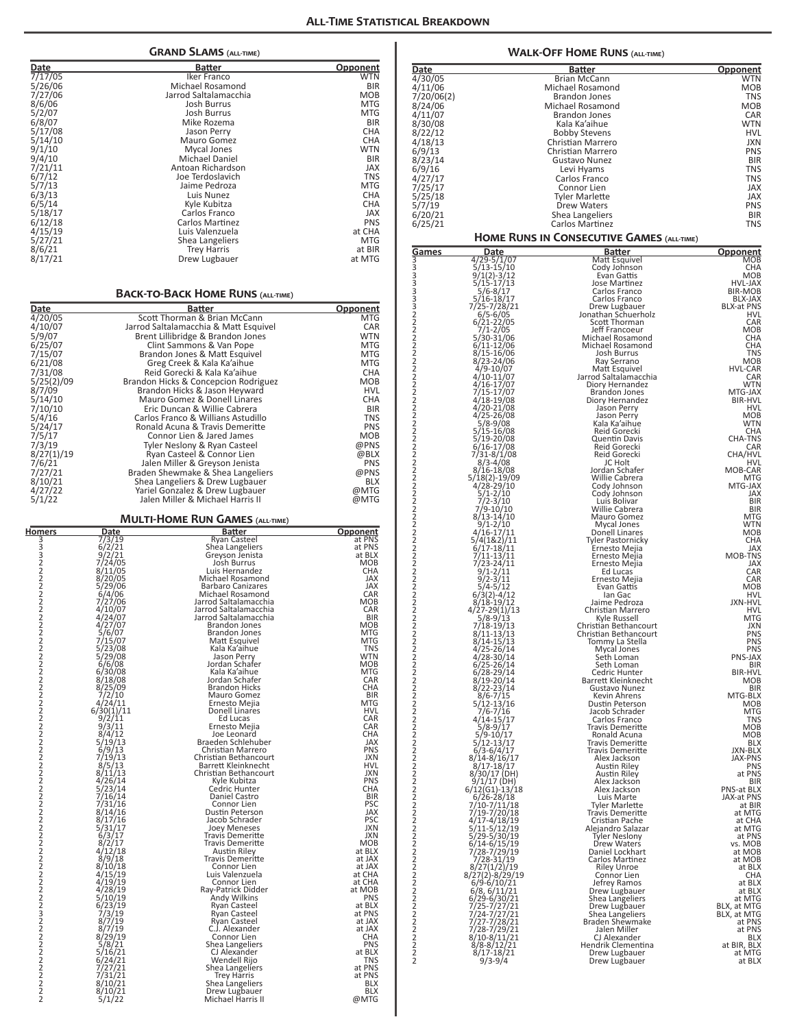## All-Time Statistical Breakdown

### Grand Slams (all-time)

| Date | Batter | Opponent |
|---|---|---|
| 7/17/05 | Iker Franco | WTN |
| 5/26/06 | Michael Rosamond | BIR |
| 7/27/06 | Jarrod Saltalamacchia | MOB |
| 8/6/06 | Josh Burrus | MTG |
| 5/2/07 | Josh Burrus | MTG |
| 6/8/07 | Mike Rozema | BIR |
| 5/17/08 | Jason Perry | CHA |
| 5/14/10 | Mauro Gomez | CHA |
| 9/1/10 | Mycal Jones | WTN |
| 9/4/10 | Michael Daniel | BIR |
| 7/21/11 | Antoan Richardson | JAX |
| 6/7/12 | Joe Terdoslavich | TNS |
| 5/7/13 | Jaime Pedroza | MTG |
| 6/3/13 | Luis Nunez | CHA |
| 6/5/14 | Kyle Kubitza | CHA |
| 5/18/17 | Carlos Franco | JAX |
| 6/12/18 | Carlos Martinez | PNS |
| 4/15/19 | Luis Valenzuela | at CHA |
| 5/27/21 | Shea Langeliers | MTG |
| 8/6/21 | Trey Harris | at BIR |
| 8/17/21 | Drew Lugbauer | at MTG |

### Back-to-Back Home Runs (all-time)

| Date | Batter | Opponent |
|---|---|---|
| 4/20/05 | Scott Thorman & Brian McCann | MTG |
| 4/10/07 | Jarrod Saltalamacchia & Matt Esquivel | CAR |
| 5/9/07 | Brent Lillibridge & Brandon Jones | WTN |
| 6/25/07 | Clint Sammons & Van Pope | MTG |
| 7/15/07 | Brandon Jones & Matt Esquivel | MTG |
| 6/21/08 | Greg Creek & Kala Ka'aihue | MTG |
| 7/31/08 | Reid Gorecki & Kala Ka'aihue | CHA |
| 5/25(2)/09 | Brandon Hicks & Concepcion Rodriguez | MOB |
| 8/7/09 | Brandon Hicks & Jason Heyward | HVL |
| 5/14/10 | Mauro Gomez & Donell Linares | CHA |
| 7/10/10 | Eric Duncan & Willie Cabrera | BIR |
| 5/4/16 | Carlos Franco & Willians Astudillo | TNS |
| 5/24/17 | Ronald Acuna & Travis Demeritte | PNS |
| 7/5/17 | Connor Lien & Jared James | MOB |
| 7/3/19 | Tyler Neslony & Ryan Casteel | @PNS |
| 8/27(1)/19 | Ryan Casteel & Connor Lien | @BLX |
| 7/6/21 | Jalen Miller & Greyson Jenista | PNS |
| 7/27/21 | Braden Shewmake & Shea Langeliers | @PNS |
| 8/10/21 | Shea Langeliers & Drew Lugbauer | BLX |
| 4/27/22 | Yariel Gonzalez & Drew Lugbauer | @MTG |
| 5/1/22 | Jalen Miller & Michael Harris II | @MTG |

### Multi-Home Run Games (all-time)

| Homers | Date | Batter | Opponent |
|---|---|---|---|
| 3 | 7/3/19 | Ryan Casteel | at PNS |
| 3 | 6/2/21 | Shea Langeliers | at PNS |
| 3 | 9/2/21 | Greyson Jenista | at BLX |
| 2 | 7/24/05 | Josh Burrus | MOB |
| 2 | 8/11/05 | Luis Hernandez | CHA |
| 2 | 8/20/05 | Michael Rosamond | JAX |
| 2 | 5/29/06 | Barbaro Canizares | JAX |
| 2 | 6/4/06 | Michael Rosamond | CAR |
| 2 | 7/27/06 | Jarrod Saltalamacchia | MOB |
| 2 | 4/10/07 | Jarrod Saltalamacchia | CAR |
| 2 | 4/24/07 | Jarrod Saltalamacchia | BIR |
| 2 | 4/27/07 | Brandon Jones | MOB |
| 2 | 5/6/07 | Brandon Jones | MTG |
| 2 | 7/15/07 | Matt Esquivel | MTG |
| 2 | 5/23/08 | Kala Ka'aihue | TNS |
| 2 | 5/29/08 | Jason Perry | WTN |
| 2 | 6/6/08 | Jordan Schafer | MOB |
| 2 | 6/30/08 | Kala Ka'aihue | MTG |
| 2 | 8/18/08 | Jordan Schafer | CAR |
| 2 | 8/25/09 | Brandon Hicks | CHA |
| 2 | 7/2/10 | Mauro Gomez | BIR |
| 2 | 4/24/11 | Ernesto Mejia | MTG |
| 2 | 6/30(1)/11 | Donell Linares | HVL |
| 2 | 9/2/11 | Ed Lucas | CAR |
| 2 | 9/3/11 | Ernesto Mejia | CAR |
| 2 | 8/4/12 | Joe Leonard | CHA |
| 2 | 5/19/13 | Braeden Schlehuber | JAX |
| 2 | 6/9/13 | Christian Marrero | PNS |
| 2 | 7/19/13 | Christian Bethancourt | JXN |
| 2 | 8/5/13 | Barrett Kleinknecht | HVL |
| 2 | 8/11/13 | Christian Bethancourt | JXN |
| 2 | 4/26/14 | Kyle Kubitza | PNS |
| 2 | 5/23/14 | Cedric Hunter | CHA |
| 2 | 7/16/14 | Daniel Castro | BIR |
| 2 | 7/31/16 | Connor Lien | PSC |
| 2 | 8/14/16 | Dustin Peterson | JAX |
| 2 | 8/17/16 | Jacob Schrader | PSC |
| 2 | 5/31/17 | Joey Meneses | JXN |
| 2 | 6/3/17 | Travis Demeritte | JXN |
| 2 | 8/2/17 | Travis Demeritte | MOB |
| 2 | 4/12/18 | Austin Riley | at BLX |
| 2 | 8/9/18 | Travis Demeritte | at JAX |
| 2 | 8/10/18 | Connor Lien | at JAX |
| 2 | 4/15/19 | Luis Valenzuela | at CHA |
| 2 | 4/19/19 | Connor Lien | at CHA |
| 2 | 4/28/19 | Ray-Patrick Didder | at MOB |
| 2 | 5/10/19 | Andy Wilkins | PNS |
| 2 | 6/23/19 | Ryan Casteel | at BLX |
| 3 | 7/3/19 | Ryan Casteel | at PNS |
| 2 | 8/7/19 | Ryan Casteel | at JAX |
| 2 | 8/7/19 | C.J. Alexander | at JAX |
| 2 | 8/29/19 | Connor Lien | CHA |
| 2 | 5/8/21 | Shea Langeliers | PNS |
| 2 | 5/16/21 | CJ Alexander | at BLX |
| 2 | 6/24/21 | Wendell Rijo | TNS |
| 2 | 7/27/21 | Shea Langeliers | at PNS |
| 2 | 7/31/21 | Trey Harris | at PNS |
| 2 | 8/10/21 | Shea Langeliers | BLX |
| 2 | 8/10/21 | Drew Lugbauer | BLX |
| 2 | 5/1/22 | Michael Harris II | @MTG |

### Walk-Off Home Runs (all-time)

| Date | Batter | Opponent |
|---|---|---|
| 4/30/05 | Brian McCann | WTN |
| 4/11/06 | Michael Rosamond | MOB |
| 7/20/06(2) | Brandon Jones | TNS |
| 8/24/06 | Michael Rosamond | MOB |
| 4/11/07 | Brandon Jones | CAR |
| 8/30/08 | Kala Ka'aihue | WTN |
| 8/22/12 | Bobby Stevens | HVL |
| 4/18/13 | Christian Marrero | JXN |
| 6/9/13 | Christian Marrero | PNS |
| 8/23/14 | Gustavo Nunez | BIR |
| 6/9/16 | Levi Hyams | TNS |
| 4/27/17 | Carlos Franco | TNS |
| 7/25/17 | Connor Lien | JAX |
| 5/25/18 | Tyler Marlette | JAX |
| 5/7/19 | Drew Waters | PNS |
| 6/20/21 | Shea Langeliers | BIR |
| 6/25/21 | Carlos Martinez | TNS |

### Home Runs in Consecutive Games (all-time)

| Games | Date | Batter | Opponent |
|---|---|---|---|
| 3 | 4/29-5/1/07 | Matt Esquivel | MOB |
| 3 | 5/13-15/10 | Cody Johnson | CHA |
| 3 | 9/1(2)-3/12 | Evan Gattis | MOB |
| 3 | 5/15-17/13 | Jose Martinez | HVL-JAX |
| 3 | 5/6-8/17 | Carlos Franco | BIR-MOB |
| 3 | 5/16-18/17 | Carlos Franco | BLX-JAX |
| 3 | 7/25-7/28/21 | Drew Lugbauer | BLX-at PNS |
| 2 | 6/5-6/05 | Jonathan Schuerholz | HVL |
| 2 | 6/21-22/05 | Scott Thorman | CAR |
| 2 | 7/1-2/05 | Jeff Francoeur | MOB |
| 2 | 5/30-31/06 | Michael Rosamond | CHA |
| 2 | 6/11-12/06 | Michael Rosamond | CHA |
| 2 | 8/15-16/06 | Josh Burrus | TNS |
| 2 | 8/23-24/06 | Ray Serrano | MOB |
| 2 | 4/9-10/07 | Matt Esquivel | HVL-CAR |
| 2 | 4/10-11/07 | Jarrod Saltalamacchia | CAR |
| 2 | 4/16-17/07 | Diory Hernandez | WTN |
| 2 | 7/15-17/07 | Brandon Jones | MTG-JAX |
| 2 | 4/18-19/08 | Diory Hernandez | BIR-HVL |
| 2 | 4/20-21/08 | Jason Perry | HVL |
| 2 | 4/25-26/08 | Jason Perry | MOB |
| 2 | 5/8-9/08 | Kala Ka'aihue | WTN |
| 2 | 5/15-16/08 | Reid Gorecki | CHA |
| 2 | 5/19-20/08 | Quentin Davis | CHA-TNS |
| 2 | 6/16-17/08 | Reid Gorecki | CAR |
| 2 | 7/31-8/1/08 | Reid Gorecki | CHA/HVL |
| 2 | 8/3-4/08 | JC Holt | HVL |
| 2 | 8/16-18/08 | Jordan Schafer | MOB-CAR |
| 2 | 5/18(2)-19/09 | Willie Cabrera | MTG |
| 2 | 4/28-29/10 | Cody Johnson | MTG-JAX |
| 2 | 5/1-2/10 | Cody Johnson | JAX |
| 2 | 7/2-3/10 | Luis Bolivar | BIR |
| 2 | 7/9-10/10 | Willie Cabrera | BIR |
| 2 | 8/13-14/10 | Mauro Gomez | MTG |
| 2 | 9/1-2/10 | Mycal Jones | WTN |
| 2 | 4/16-17/11 | Donell Linares | MOB |
| 2 | 5/4(1&2)/11 | Tyler Pastornicky | CHA |
| 2 | 6/17-18/11 | Ernesto Mejia | JAX |
| 2 | 7/11-13/11 | Ernesto Mejia | MOB-TNS |
| 2 | 7/23-24/11 | Ernesto Mejia | JAX |
| 2 | 9/1-2/11 | Ed Lucas | CAR |
| 2 | 9/2-3/11 | Ernesto Mejia | CAR |
| 2 | 5/4-5/12 | Evan Gattis | MOB |
| 2 | 6/3(2)-4/12 | Ian Gac | HVL |
| 2 | 8/18-19/12 | Jaime Pedroza | JXN-HVL |
| 2 | 4/27-29(1)/13 | Christian Marrero | HVL |
| 2 | 5/8-9/13 | Kyle Russell | MTG |
| 2 | 7/18-19/13 | Christian Bethancourt | JXN |
| 2 | 8/11-13/13 | Christian Bethancourt | PNS |
| 2 | 8/14-15/13 | Tommy La Stella | PNS |
| 2 | 4/25-26/14 | Mycal Jones | PNS |
| 2 | 4/28-30/14 | Seth Loman | PNS-JAX |
| 2 | 6/25-26/14 | Seth Loman | BIR |
| 2 | 6/28-29/14 | Cedric Hunter | BIR-HVL |
| 2 | 8/19-20/14 | Barrett Kleinknecht | MOB |
| 2 | 8/22-23/14 | Gustavo Nunez | BIR |
| 2 | 8/6-7/15 | Kevin Ahrens | MTG-BLX |
| 2 | 5/12-13/16 | Dustin Peterson | MOB |
| 2 | 7/6-7/16 | Jacob Schrader | MTG |
| 2 | 4/14-15/17 | Carlos Franco | TNS |
| 2 | 5/8-9/17 | Travis Demeritte | MOB |
| 2 | 5/9-10/17 | Ronald Acuna | MOB |
| 2 | 5/12-13/17 | Travis Demeritte | BLX |
| 2 | 6/3-6/4/17 | Travis Demeritte | JXN-BLX |
| 2 | 8/14-8/16/17 | Alex Jackson | JAX-PNS |
| 2 | 8/17-18/17 | Austin Riley | PNS |
| 2 | 8/30/17 (DH) | Austin Riley | at PNS |
| 2 | 9/1/17 (DH) | Alex Jackson | BIR |
| 2 | 6/12(G1)-13/18 | Alex Jackson | PNS-at BLX |
| 2 | 6/26-28/18 | Luis Marte | JAX-at PNS |
| 2 | 7/10-7/11/18 | Tyler Marlette | at BIR |
| 2 | 7/19-7/20/18 | Travis Demeritte | at MTG |
| 2 | 4/17-4/18/19 | Cristian Pache | at CHA |
| 2 | 5/11-5/12/19 | Alejandro Salazar | at MTG |
| 2 | 5/29-5/30/19 | Tyler Neslony | at PNS |
| 2 | 6/14-6/15/19 | Drew Waters | vs. MOB |
| 2 | 7/28-7/29/19 | Daniel Lockhart | at MOB |
| 2 | 7/28-31/19 | Carlos Martinez | at MOB |
| 2 | 8/27(1/2)/19 | Riley Unroe | at BLX |
| 2 | 8/27(2)-8/29/19 | Connor Lien | CHA |
| 2 | 6/9-6/10/21 | Jefrey Ramos | at BLX |
| 2 | 6/8, 6/11/21 | Drew Lugbauer | at BLX |
| 2 | 6/29-6/30/21 | Shea Langeliers | at MTG |
| 2 | 7/25-7/27/21 | Drew Lugbauer | BLX, at MTG |
| 2 | 7/24-7/27/21 | Shea Langeliers | BLX, at MTG |
| 2 | 7/27-7/28/21 | Braden Shewmake | at PNS |
| 2 | 7/28-7/29/21 | Jalen Miller | at PNS |
| 2 | 8/10-8/11/21 | CJ Alexander | BLX |
| 2 | 8/8-8/12/21 | Hendrik Clementina | at BIR, BLX |
| 2 | 8/17-18/21 | Drew Lugbauer | at MTG |
| 2 | 9/3-9/4 | Drew Lugbauer | at BLX |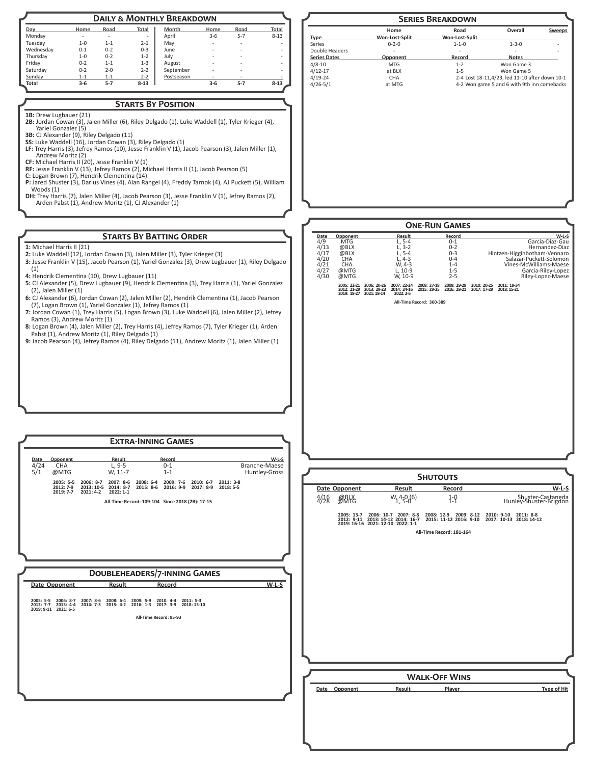## Daily & Monthly Breakdown

| Day | Home | Road | Total |
|---|---|---|---|
| Monday | - | - | - |
| Tuesday | 1-0 | 1-1 | 2-1 |
| Wednesday | 0-1 | 0-2 | 0-3 |
| Thursday | 1-0 | 0-2 | 1-2 |
| Friday | 0-2 | 1-1 | 1-3 |
| Saturday | 0-2 | 2-0 | 2-2 |
| Sunday | 1-1 | 1-1 | 2-2 |
| Total | 3-6 | 5-7 | 8-13 |

| Month | Home | Road | Total |
|---|---|---|---|
| April | 3-6 | 5-7 | 8-13 |
| May | - | - | - |
| June | - | - | - |
| July | - | - | - |
| August | - | - | - |
| September | - | - | - |
| Postseason | - | - | - |
| | 3-6 | 5-7 | 8-13 |

## Starts By Position

**1B:** Drew Lugbauer (21)
**2B:** Jordan Cowan (3), Jalen Miller (6), Riley Delgado (1), Luke Waddell (1), Tyler Krieger (4), Yariel Gonzalez (5)
**3B:** CJ Alexander (9), Riley Delgado (11)
**SS:** Luke Waddell (16), Jordan Cowan (3), Riley Delgado (1)
**LF:** Trey Harris (3), Jefrey Ramos (10), Jesse Franklin V (1), Jacob Pearson (3), Jalen Miller (1), Andrew Moritz (2)
**CF:** Michael Harris II (20), Jesse Franklin V (1)
**RF:** Jesse Franklin V (13), Jefrey Ramos (2), Michael Harris II (1), Jacob Pearson (5)
**C:** Logan Brown (7), Hendrik Clementina (14)
**P:** Jared Shuster (3), Darius Vines (4), Alan Rangel (4), Freddy Tarnok (4), AJ Puckett (5), William Woods (1)
**DH:** Trey Harris (7), Jalen Miller (4), Jacob Pearson (3), Jesse Franklin V (1), Jefrey Ramos (2), Arden Pabst (1), Andrew Moritz (1), CJ Alexander (1)

## Starts By Batting Order

**1:** Michael Harris II (21)
**2:** Luke Waddell (12), Jordan Cowan (3), Jalen Miller (3), Tyler Krieger (3)
**3:** Jesse Franklin V (15), Jacob Pearson (1), Yariel Gonzalez (3), Drew Lugbauer (1), Riley Delgado (1)
**4:** Hendrik Clementina (10), Drew Lugbauer (11)
**5:** CJ Alexander (5), Drew Lugbauer (9), Hendrik Clementina (3), Trey Harris (1), Yariel Gonzalez (2), Jalen Miller (1)
**6:** CJ Alexander (6), Jordan Cowan (2), Jalen Miller (2), Hendrik Clementina (1), Jacob Pearson (7), Logan Brown (1), Yariel Gonzalez (1), Jefrey Ramos (1)
**7:** Jordan Cowan (1), Trey Harris (5), Logan Brown (3), Luke Waddell (6), Jalen Miller (2), Jefrey Ramos (3), Andrew Moritz (1)
**8:** Logan Brown (4), Jalen Miller (2), Trey Harris (4), Jefrey Ramos (7), Tyler Krieger (1), Arden Pabst (1), Andrew Moritz (1), Riley Delgado (1)
**9:** Jacob Pearson (4), Jefrey Ramos (4), Riley Delgado (11), Andrew Moritz (1), Jalen Miller (1)

## Extra-Inning Games

| Date | Opponent | Result | Record | W-L-S |
|---|---|---|---|---|
| 4/24 | CHA | L, 9-5 | 0-1 | Branche-Maese |
| 5/1 | @MTG | W, 11-7 | 1-1 | Huntley-Gross |

2005: 5-5 2006: 8-7 2007: 8-6 2008: 6-4 2009: 7-6 2010: 6-7 2011: 3-8
2012: 7-9 2013: 10-5 2014: 8-7 2015: 8-6 2016: 9-9 2017: 8-9 2018: 5-5
2019: 7-7 2021: 4-2 2022: 1-1

All-Time Record: 109-104 Since 2018 (2B): 17-15

## Doubleheaders/7-inning Games

| Date | Opponent | Result | Record | W-L-S |
|---|---|---|---|---|

2005: 5-5 2006: 8-7 2007: 8-6 2008: 6-4 2009: 5-9 2010: 4-4 2011: 5-3
2012: 7-7 2013: 4-4 2014: 7-3 2015: 4-2 2016: 1-3 2017: 3-9 2018: 13-10
2019: 9-11 2021: 6-5

All-Time Record: 95-93

## Series Breakdown

| Type | Home Won-Lost-Split | Road Won-Lost-Split | Overall | Sweeps |
|---|---|---|---|---|
| Series | 0-2-0 | 1-1-0 | 1-3-0 | - |
| Double Headers | - | - | - | - |

| Series Dates | Opponent | Record | Notes |
|---|---|---|---|
| 4/8-10 | MTG | 1-2 | Won Game 3 |
| 4/12-17 | at BLX | 1-5 | Won Game 5 |
| 4/19-24 | CHA | 2-4 | Lost 18-11,4/23, led 11-10 after down 10-1 |
| 4/26-5/1 | at MTG | 4-2 | Won game 5 and 6 with 9th inn comebacks |

## One-Run Games

| Date | Opponent | Result | Record | W-L-S |
|---|---|---|---|---|
| 4/9 | MTG | L, 5-4 | 0-1 | Garcia-Diaz-Gau |
| 4/13 | @BLX | L, 3-2 | 0-2 | Hernandez-Diaz |
| 4/17 | @BLX | L, 5-4 | 0-3 | Hintzen-Higginbotham-Vennaro |
| 4/20 | CHA | L, 4-3 | 0-4 | Salazar-Puckett-Solomon |
| 4/21 | CHA | W, 4-3 | 1-4 | Vines-McWilliams-Maese |
| 4/27 | @MTG | L, 10-9 | 1-5 | Garcia-Riley-Lopez |
| 4/30 | @MTG | W, 10-9 | 2-5 | Riley-Lopez-Maese |

2005: 22-21 2006: 20-26 2007: 22-24 2008: 27-18 2009: 29-29 2010: 20-25 2011: 19-34
2012: 21-29 2013: 29-23 2014: 24-16 2015: 29-25 2016: 28-21 2017: 17-29 2018: 15-21
2019: 18-27 2021: 18-14 2022: 2-5

All-Time Record: 360-389

## Shutouts

| Date | Opponent | Result | Record | W-L-S |
|---|---|---|---|---|
| 4/16 | @BLX | W, 4-0 (6) | 1-0 | Shuster-Castaneda |
| 4/28 | @MTG | L, 5-0 | 1-1 | Hunley-Shuster-Brigdon |

2005: 13-7 2006: 10-7 2007: 8-8 2008: 12-9 2009: 8-12 2010: 9-10 2011: 8-8
2012: 9-11 2013: 14-12 2014: 16-7 2015: 11-12 2016: 9-10 2017: 10-13 2018: 14-12
2019: 16-16 2021: 12-10 2022: 1-1

All-Time Record: 181-164

## Walk-Off Wins

| Date | Opponent | Result | Player | Type of Hit |
|---|---|---|---|---|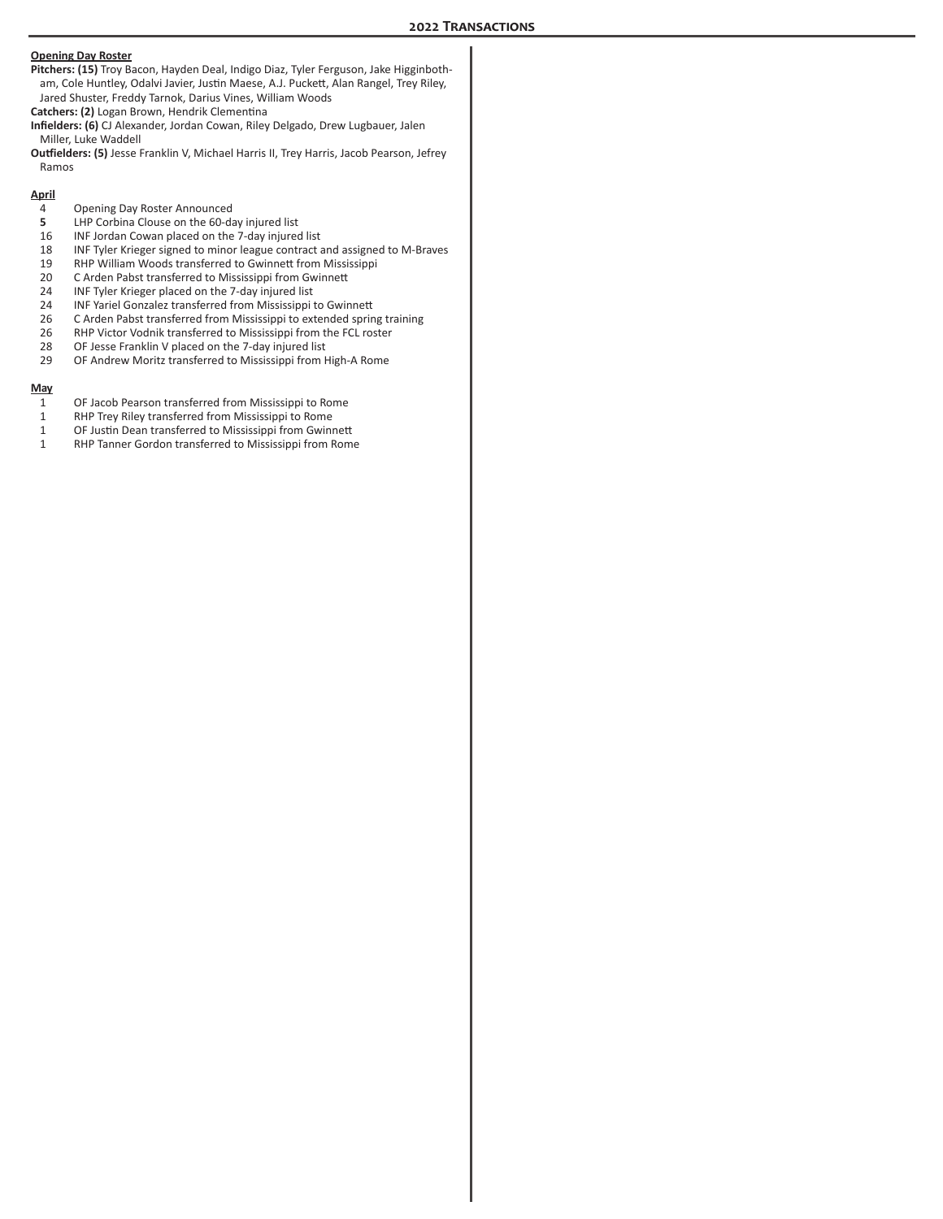## 2022 Transactions

**Opening Day Roster**

**Pitchers: (15)** Troy Bacon, Hayden Deal, Indigo Diaz, Tyler Ferguson, Jake Higginbotham, Cole Huntley, Odalvi Javier, Justin Maese, A.J. Puckett, Alan Rangel, Trey Riley, Jared Shuster, Freddy Tarnok, Darius Vines, William Woods

**Catchers: (2)** Logan Brown, Hendrik Clementina

**Infielders: (6)** CJ Alexander, Jordan Cowan, Riley Delgado, Drew Lugbauer, Jalen Miller, Luke Waddell

**Outfielders: (5)** Jesse Franklin V, Michael Harris II, Trey Harris, Jacob Pearson, Jefrey Ramos

**April**

| | |
|---|---|
| 4 | Opening Day Roster Announced |
| **5** | LHP Corbina Clouse on the 60-day injured list |
| 16 | INF Jordan Cowan placed on the 7-day injured list |
| 18 | INF Tyler Krieger signed to minor league contract and assigned to M-Braves |
| 19 | RHP William Woods transferred to Gwinnett from Mississippi |
| 20 | C Arden Pabst transferred to Mississippi from Gwinnett |
| 24 | INF Tyler Krieger placed on the 7-day injured list |
| 24 | INF Yariel Gonzalez transferred from Mississippi to Gwinnett |
| 26 | C Arden Pabst transferred from Mississippi to extended spring training |
| 26 | RHP Victor Vodnik transferred to Mississippi from the FCL roster |
| 28 | OF Jesse Franklin V placed on the 7-day injured list |
| 29 | OF Andrew Moritz transferred to Mississippi from High-A Rome |

**May**

| | |
|---|---|
| 1 | OF Jacob Pearson transferred from Mississippi to Rome |
| 1 | RHP Trey Riley transferred from Mississippi to Rome |
| 1 | OF Justin Dean transferred to Mississippi from Gwinnett |
| 1 | RHP Tanner Gordon transferred to Mississippi from Rome |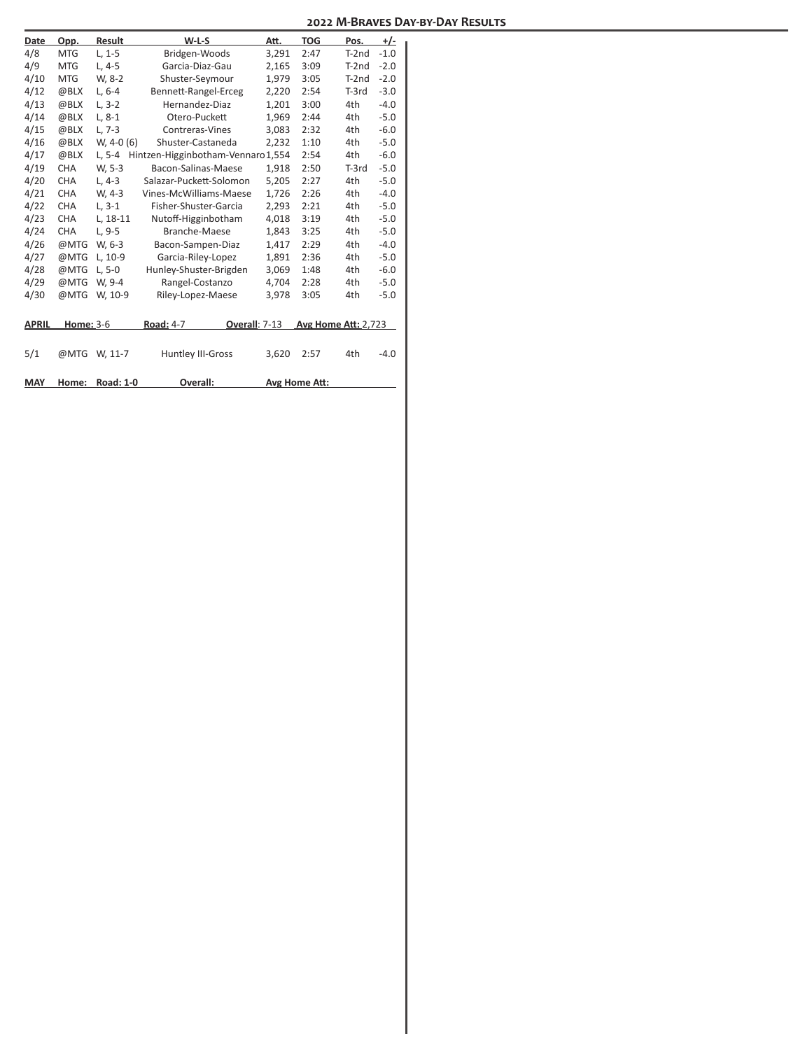## 2022 M-Braves Day-by-Day Results

| Date | Opp. | Result | W-L-S | Att. | TOG | Pos. | +/- |
|---|---|---|---|---|---|---|---|
| 4/8 | MTG | L, 1-5 | Bridgen-Woods | 3,291 | 2:47 | T-2nd | -1.0 |
| 4/9 | MTG | L, 4-5 | Garcia-Diaz-Gau | 2,165 | 3:09 | T-2nd | -2.0 |
| 4/10 | MTG | W, 8-2 | Shuster-Seymour | 1,979 | 3:05 | T-2nd | -2.0 |
| 4/12 | @BLX | L, 6-4 | Bennett-Rangel-Erceg | 2,220 | 2:54 | T-3rd | -3.0 |
| 4/13 | @BLX | L, 3-2 | Hernandez-Diaz | 1,201 | 3:00 | 4th | -4.0 |
| 4/14 | @BLX | L, 8-1 | Otero-Puckett | 1,969 | 2:44 | 4th | -5.0 |
| 4/15 | @BLX | L, 7-3 | Contreras-Vines | 3,083 | 2:32 | 4th | -6.0 |
| 4/16 | @BLX | W, 4-0 (6) | Shuster-Castaneda | 2,232 | 1:10 | 4th | -5.0 |
| 4/17 | @BLX | L, 5-4 | Hintzen-Higginbotham-Vennaro | 1,554 | 2:54 | 4th | -6.0 |
| 4/19 | CHA | W, 5-3 | Bacon-Salinas-Maese | 1,918 | 2:50 | T-3rd | -5.0 |
| 4/20 | CHA | L, 4-3 | Salazar-Puckett-Solomon | 5,205 | 2:27 | 4th | -5.0 |
| 4/21 | CHA | W, 4-3 | Vines-McWilliams-Maese | 1,726 | 2:26 | 4th | -4.0 |
| 4/22 | CHA | L, 3-1 | Fisher-Shuster-Garcia | 2,293 | 2:21 | 4th | -5.0 |
| 4/23 | CHA | L, 18-11 | Nutoff-Higginbotham | 4,018 | 3:19 | 4th | -5.0 |
| 4/24 | CHA | L, 9-5 | Branche-Maese | 1,843 | 3:25 | 4th | -5.0 |
| 4/26 | @MTG | W, 6-3 | Bacon-Sampen-Diaz | 1,417 | 2:29 | 4th | -4.0 |
| 4/27 | @MTG | L, 10-9 | Garcia-Riley-Lopez | 1,891 | 2:36 | 4th | -5.0 |
| 4/28 | @MTG | L, 5-0 | Hunley-Shuster-Brigden | 3,069 | 1:48 | 4th | -6.0 |
| 4/29 | @MTG | W, 9-4 | Rangel-Costanzo | 4,704 | 2:28 | 4th | -5.0 |
| 4/30 | @MTG | W, 10-9 | Riley-Lopez-Maese | 3,978 | 3:05 | 4th | -5.0 |

**APRIL** **Home:** 3-6 **Road:** 4-7 **Overall:** 7-13 **Avg Home Att:** 2,723

| Date | Opp. | Result | W-L-S | Att. | TOG | Pos. | +/- |
|---|---|---|---|---|---|---|---|
| 5/1 | @MTG | W, 11-7 | Huntley III-Gross | 3,620 | 2:57 | 4th | -4.0 |

**MAY** **Home:** **Road: 1-0** **Overall:** **Avg Home Att:**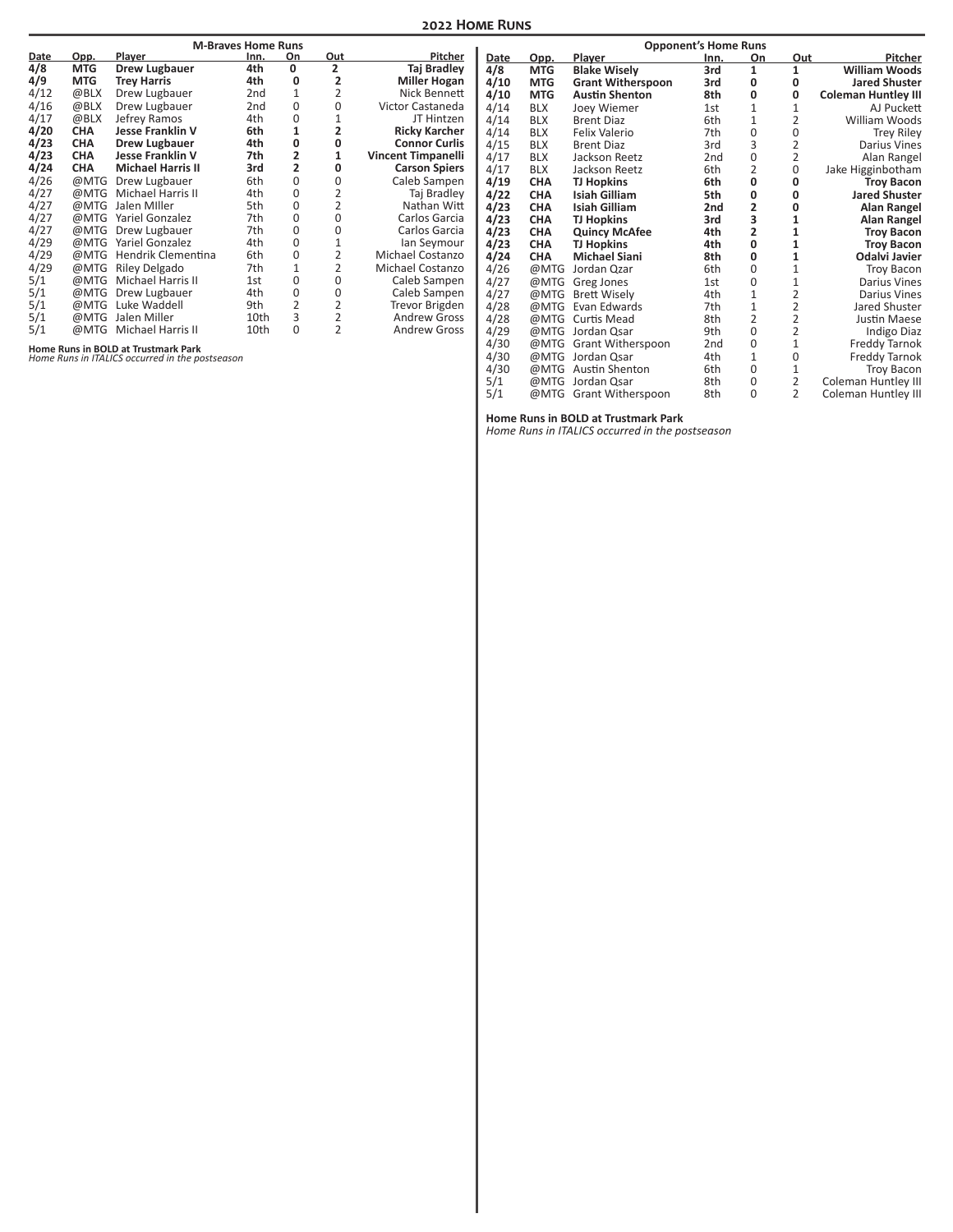## 2022 Home Runs

### M-Braves Home Runs

| Date | Opp. | Player | Inn. | On | Out | Pitcher |
|---|---|---|---|---|---|---|
| **4/8** | **MTG** | **Drew Lugbauer** | **4th** | **0** | **2** | **Taj Bradley** |
| **4/9** | **MTG** | **Trey Harris** | **4th** | **0** | **2** | **Miller Hogan** |
| 4/12 | @BLX | Drew Lugbauer | 2nd | 1 | 2 | Nick Bennett |
| 4/16 | @BLX | Drew Lugbauer | 2nd | 0 | 0 | Victor Castaneda |
| 4/17 | @BLX | Jefrey Ramos | 4th | 0 | 1 | JT Hintzen |
| **4/20** | **CHA** | **Jesse Franklin V** | **6th** | **1** | **2** | **Ricky Karcher** |
| **4/23** | **CHA** | **Drew Lugbauer** | **4th** | **0** | **0** | **Connor Curlis** |
| **4/23** | **CHA** | **Jesse Franklin V** | **7th** | **2** | **1** | **Vincent Timpanelli** |
| **4/24** | **CHA** | **Michael Harris II** | **3rd** | **2** | **0** | **Carson Spiers** |
| 4/26 | @MTG | Drew Lugbauer | 6th | 0 | 0 | Caleb Sampen |
| 4/27 | @MTG | Michael Harris II | 4th | 0 | 2 | Taj Bradley |
| 4/27 | @MTG | Jalen MIller | 5th | 0 | 2 | Nathan Witt |
| 4/27 | @MTG | Yariel Gonzalez | 7th | 0 | 0 | Carlos Garcia |
| 4/27 | @MTG | Drew Lugbauer | 7th | 0 | 0 | Carlos Garcia |
| 4/29 | @MTG | Yariel Gonzalez | 4th | 0 | 1 | Ian Seymour |
| 4/29 | @MTG | Hendrik Clementina | 6th | 0 | 2 | Michael Costanzo |
| 4/29 | @MTG | Riley Delgado | 7th | 1 | 2 | Michael Costanzo |
| 5/1 | @MTG | Michael Harris II | 1st | 0 | 0 | Caleb Sampen |
| 5/1 | @MTG | Drew Lugbauer | 4th | 0 | 0 | Caleb Sampen |
| 5/1 | @MTG | Luke Waddell | 9th | 2 | 2 | Trevor Brigden |
| 5/1 | @MTG | Jalen Miller | 10th | 3 | 2 | Andrew Gross |
| 5/1 | @MTG | Michael Harris II | 10th | 0 | 2 | Andrew Gross |

**Home Runs in BOLD at Trustmark Park**
*Home Runs in ITALICS occurred in the postseason*

### Opponent's Home Runs

| Date | Opp. | Player | Inn. | On | Out | Pitcher |
|---|---|---|---|---|---|---|
| **4/8** | **MTG** | **Blake Wisely** | **3rd** | **1** | **1** | **William Woods** |
| **4/10** | **MTG** | **Grant Witherspoon** | **3rd** | **0** | **0** | **Jared Shuster** |
| **4/10** | **MTG** | **Austin Shenton** | **8th** | **0** | **0** | **Coleman Huntley III** |
| 4/14 | BLX | Joey Wiemer | 1st | 1 | 1 | AJ Puckett |
| 4/14 | BLX | Brent Diaz | 6th | 1 | 2 | William Woods |
| 4/14 | BLX | Felix Valerio | 7th | 0 | 0 | Trey Riley |
| 4/15 | BLX | Brent Diaz | 3rd | 3 | 2 | Darius Vines |
| 4/17 | BLX | Jackson Reetz | 2nd | 0 | 2 | Alan Rangel |
| 4/17 | BLX | Jackson Reetz | 6th | 2 | 0 | Jake Higginbotham |
| **4/19** | **CHA** | **TJ Hopkins** | **6th** | **0** | **0** | **Troy Bacon** |
| **4/22** | **CHA** | **Isiah Gilliam** | **5th** | **0** | **0** | **Jared Shuster** |
| **4/23** | **CHA** | **Isiah Gilliam** | **2nd** | **2** | **0** | **Alan Rangel** |
| **4/23** | **CHA** | **TJ Hopkins** | **3rd** | **3** | **1** | **Alan Rangel** |
| **4/23** | **CHA** | **Quincy McAfee** | **4th** | **2** | **1** | **Troy Bacon** |
| **4/23** | **CHA** | **TJ Hopkins** | **4th** | **0** | **1** | **Troy Bacon** |
| **4/24** | **CHA** | **Michael Siani** | **8th** | **0** | **1** | **Odalvi Javier** |
| 4/26 | @MTG | Jordan Qzar | 6th | 0 | 1 | Troy Bacon |
| 4/27 | @MTG | Greg Jones | 1st | 0 | 1 | Darius Vines |
| 4/27 | @MTG | Brett Wisely | 4th | 1 | 2 | Darius Vines |
| 4/28 | @MTG | Evan Edwards | 7th | 1 | 2 | Jared Shuster |
| 4/28 | @MTG | Curtis Mead | 8th | 2 | 2 | Justin Maese |
| 4/29 | @MTG | Jordan Qsar | 9th | 0 | 2 | Indigo Diaz |
| 4/30 | @MTG | Grant Witherspoon | 2nd | 0 | 1 | Freddy Tarnok |
| 4/30 | @MTG | Jordan Qsar | 4th | 1 | 0 | Freddy Tarnok |
| 4/30 | @MTG | Austin Shenton | 6th | 0 | 1 | Troy Bacon |
| 5/1 | @MTG | Jordan Qsar | 8th | 0 | 2 | Coleman Huntley III |
| 5/1 | @MTG | Grant Witherspoon | 8th | 0 | 2 | Coleman Huntley III |

**Home Runs in BOLD at Trustmark Park**
*Home Runs in ITALICS occurred in the postseason*